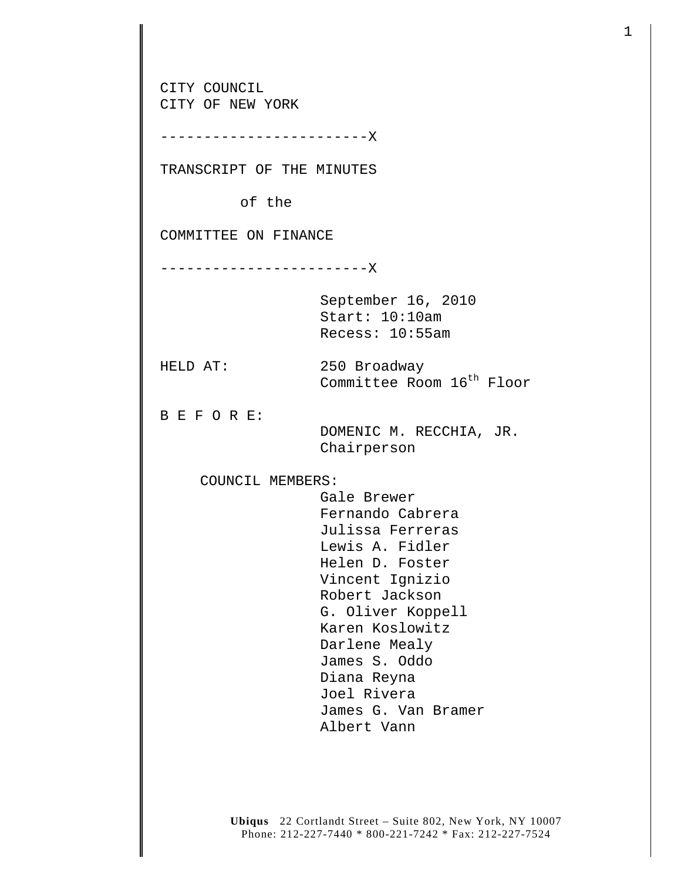CITY COUNCIL
CITY OF NEW YORK

------------------------X

TRANSCRIPT OF THE MINUTES

of the

COMMITTEE ON FINANCE

------------------------X

September 16, 2010
Start: 10:10am
Recess: 10:55am

HELD AT: 250 Broadway
Committee Room 16th Floor

B E F O R E:

DOMENIC M. RECCHIA, JR.
Chairperson

COUNCIL MEMBERS:

Gale Brewer
Fernando Cabrera
Julissa Ferreras
Lewis A. Fidler
Helen D. Foster
Vincent Ignizio
Robert Jackson
G. Oliver Koppell
Karen Koslowitz
Darlene Mealy
James S. Oddo
Diana Reyna
Joel Rivera
James G. Van Bramer
Albert Vann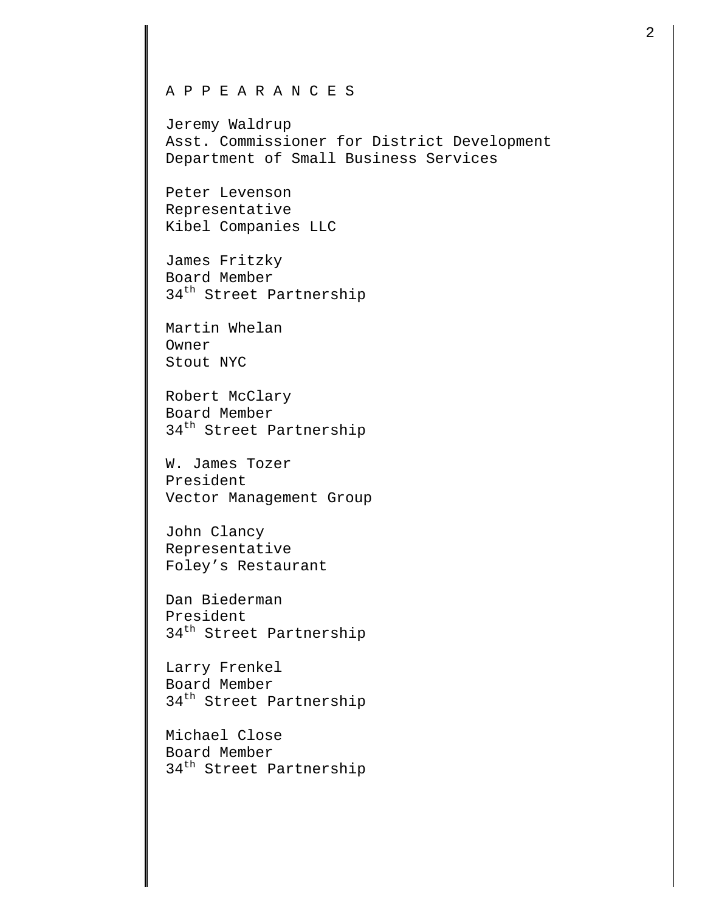A P P E A R A N C E S

Jeremy Waldrup
Asst. Commissioner for District Development
Department of Small Business Services

Peter Levenson
Representative
Kibel Companies LLC

James Fritzky
Board Member
34th Street Partnership

Martin Whelan
Owner
Stout NYC

Robert McClary
Board Member
34th Street Partnership

W. James Tozer
President
Vector Management Group

John Clancy
Representative
Foley's Restaurant

Dan Biederman
President
34th Street Partnership

Larry Frenkel
Board Member
34th Street Partnership

Michael Close
Board Member
34th Street Partnership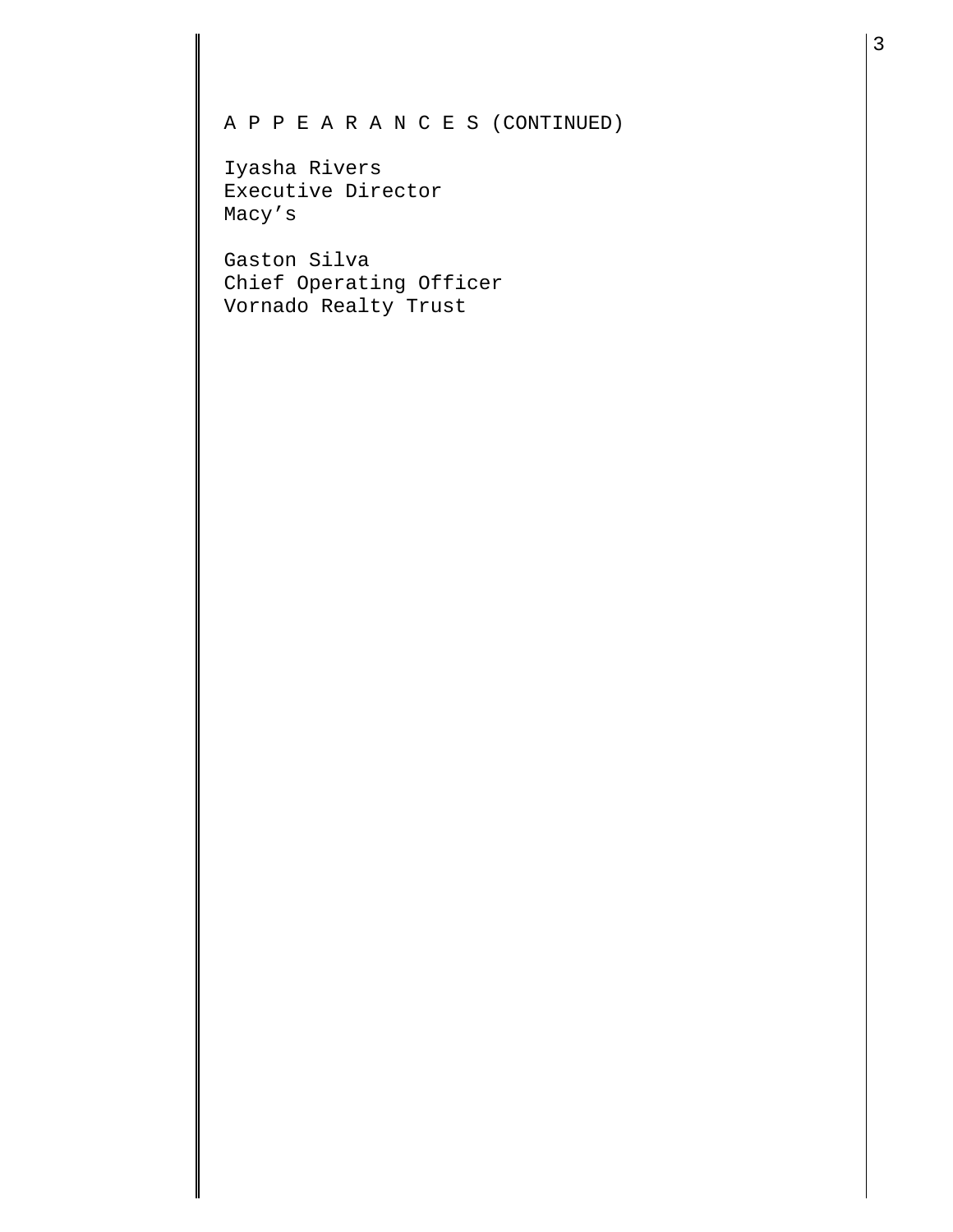A P P E A R A N C E S (CONTINUED)

Iyasha Rivers
Executive Director
Macy’s

Gaston Silva
Chief Operating Officer
Vornado Realty Trust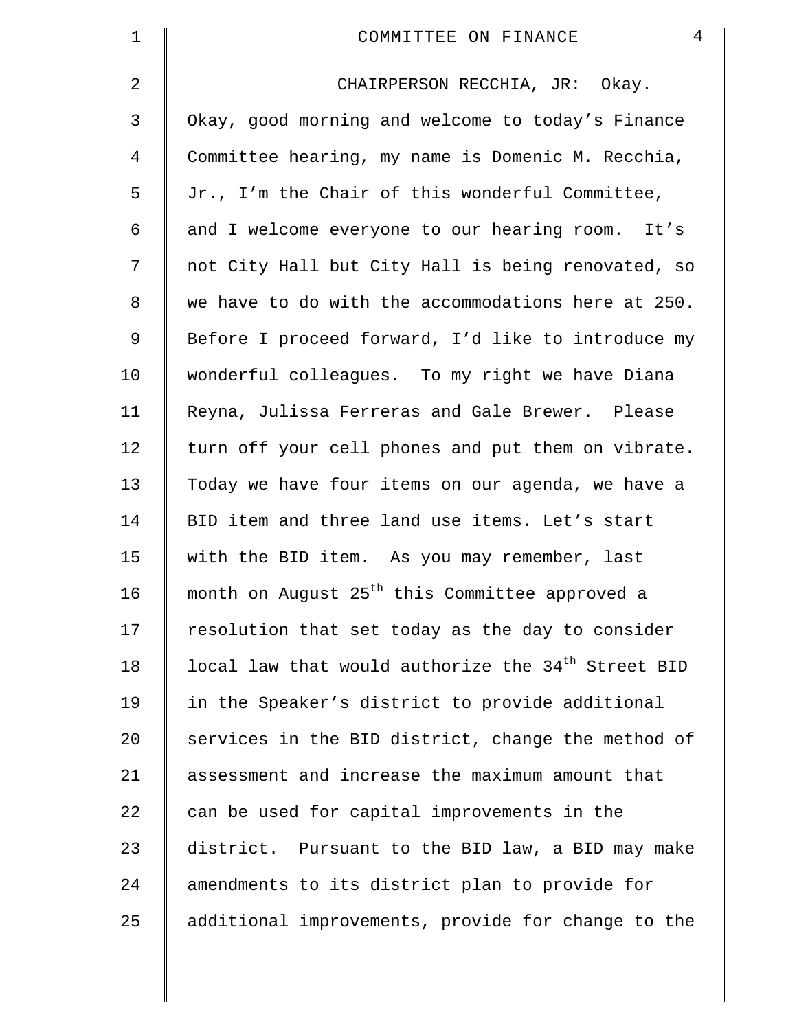CHAIRPERSON RECCHIA, JR: Okay. Okay, good morning and welcome to today's Finance Committee hearing, my name is Domenic M. Recchia, Jr., I'm the Chair of this wonderful Committee, and I welcome everyone to our hearing room. It's not City Hall but City Hall is being renovated, so we have to do with the accommodations here at 250. Before I proceed forward, I'd like to introduce my wonderful colleagues. To my right we have Diana Reyna, Julissa Ferreras and Gale Brewer. Please turn off your cell phones and put them on vibrate. Today we have four items on our agenda, we have a BID item and three land use items. Let's start with the BID item. As you may remember, last month on August 25th this Committee approved a resolution that set today as the day to consider local law that would authorize the 34th Street BID in the Speaker's district to provide additional services in the BID district, change the method of assessment and increase the maximum amount that can be used for capital improvements in the district. Pursuant to the BID law, a BID may make amendments to its district plan to provide for additional improvements, provide for change to the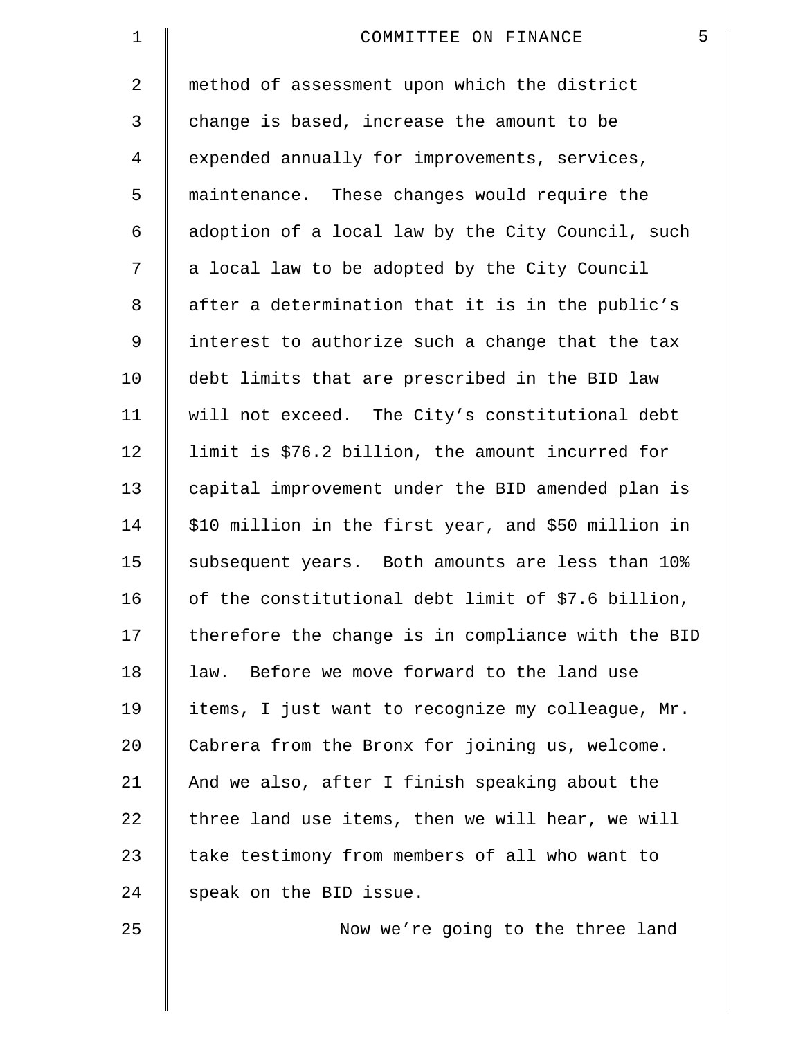method of assessment upon which the district change is based, increase the amount to be expended annually for improvements, services, maintenance. These changes would require the adoption of a local law by the City Council, such a local law to be adopted by the City Council after a determination that it is in the public's interest to authorize such a change that the tax debt limits that are prescribed in the BID law will not exceed. The City's constitutional debt limit is $76.2 billion, the amount incurred for capital improvement under the BID amended plan is $10 million in the first year, and $50 million in subsequent years. Both amounts are less than 10% of the constitutional debt limit of $7.6 billion, therefore the change is in compliance with the BID law. Before we move forward to the land use items, I just want to recognize my colleague, Mr. Cabrera from the Bronx for joining us, welcome. And we also, after I finish speaking about the three land use items, then we will hear, we will take testimony from members of all who want to speak on the BID issue.

Now we're going to the three land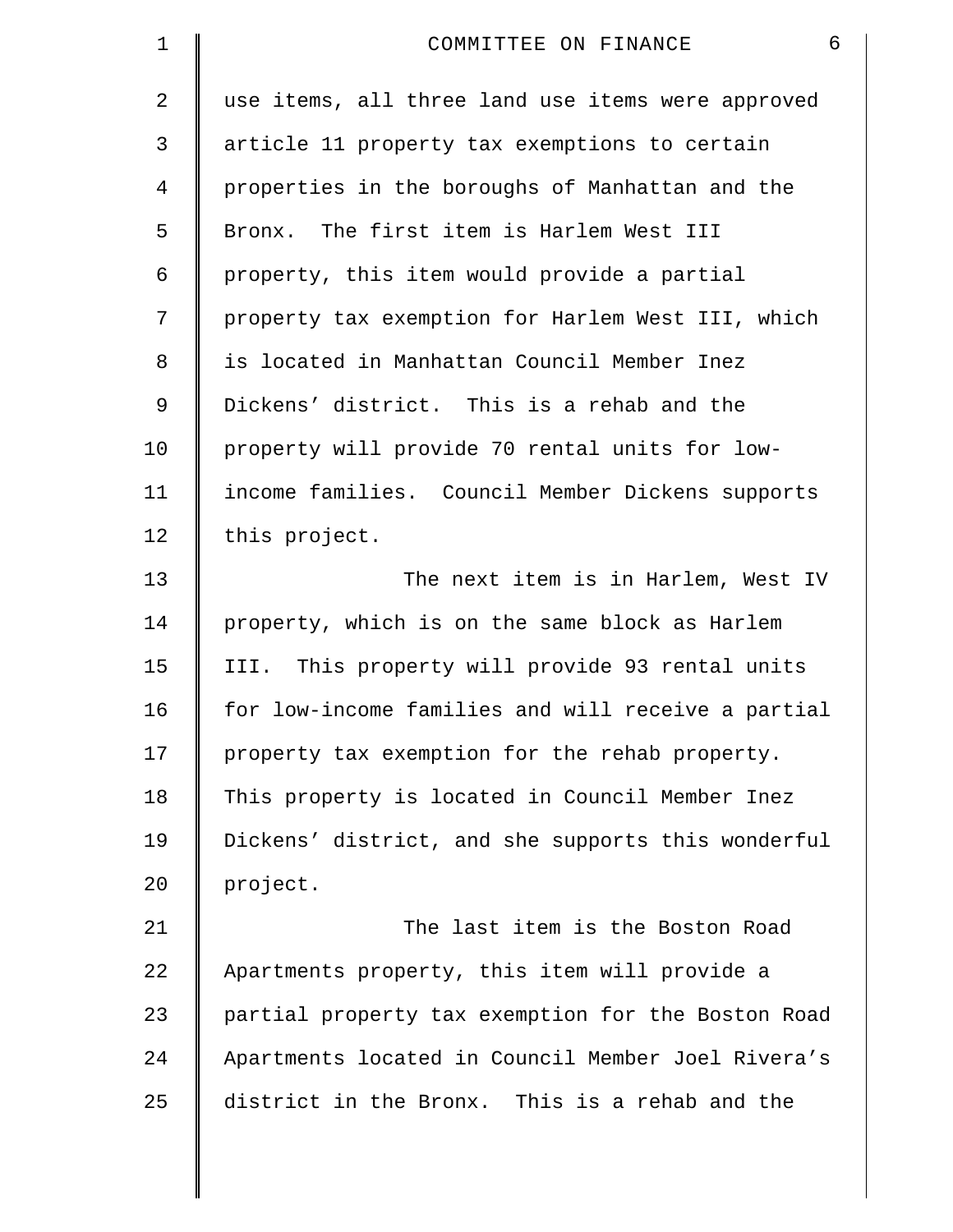use items, all three land use items were approved article 11 property tax exemptions to certain properties in the boroughs of Manhattan and the Bronx. The first item is Harlem West III property, this item would provide a partial property tax exemption for Harlem West III, which is located in Manhattan Council Member Inez Dickens' district. This is a rehab and the property will provide 70 rental units for low-income families. Council Member Dickens supports this project.

The next item is in Harlem, West IV property, which is on the same block as Harlem III. This property will provide 93 rental units for low-income families and will receive a partial property tax exemption for the rehab property. This property is located in Council Member Inez Dickens' district, and she supports this wonderful project.

The last item is the Boston Road Apartments property, this item will provide a partial property tax exemption for the Boston Road Apartments located in Council Member Joel Rivera's district in the Bronx. This is a rehab and the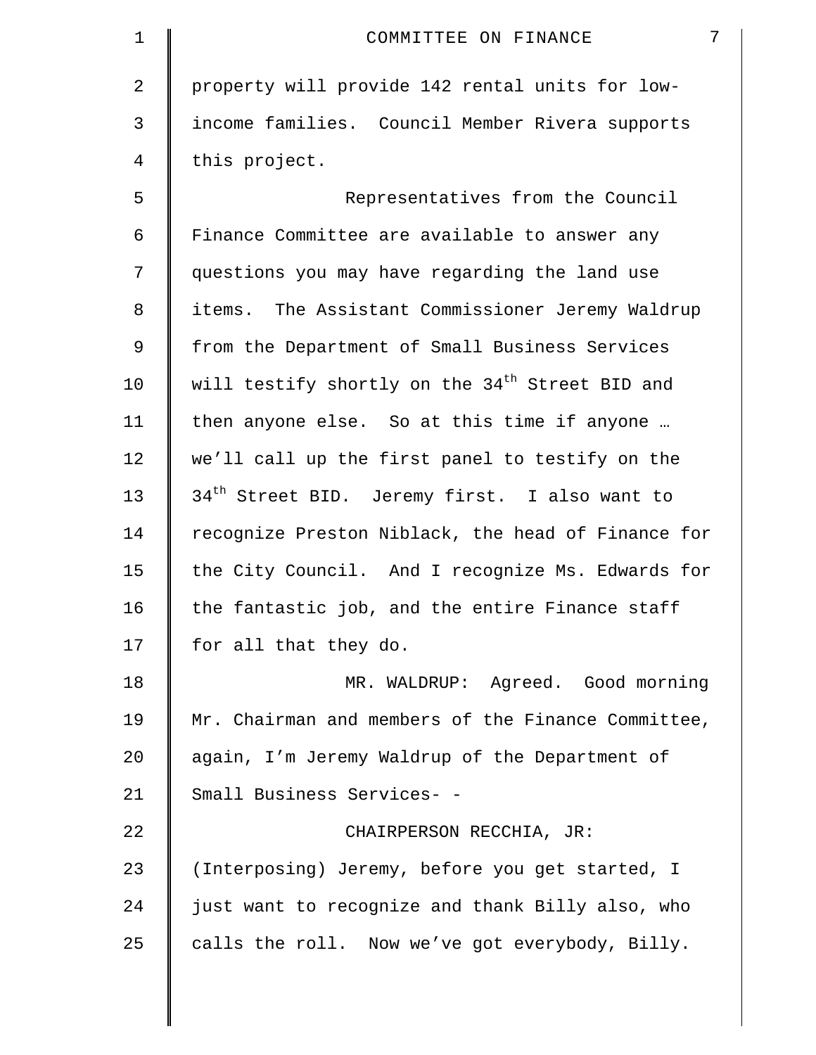property will provide 142 rental units for low-income families. Council Member Rivera supports this project.

Representatives from the Council Finance Committee are available to answer any questions you may have regarding the land use items. The Assistant Commissioner Jeremy Waldrup from the Department of Small Business Services will testify shortly on the 34th Street BID and then anyone else. So at this time if anyone … we'll call up the first panel to testify on the 34th Street BID. Jeremy first. I also want to recognize Preston Niblack, the head of Finance for the City Council. And I recognize Ms. Edwards for the fantastic job, and the entire Finance staff for all that they do.

MR. WALDRUP: Agreed. Good morning Mr. Chairman and members of the Finance Committee, again, I'm Jeremy Waldrup of the Department of Small Business Services- -

CHAIRPERSON RECCHIA, JR: (Interposing) Jeremy, before you get started, I just want to recognize and thank Billy also, who calls the roll. Now we've got everybody, Billy.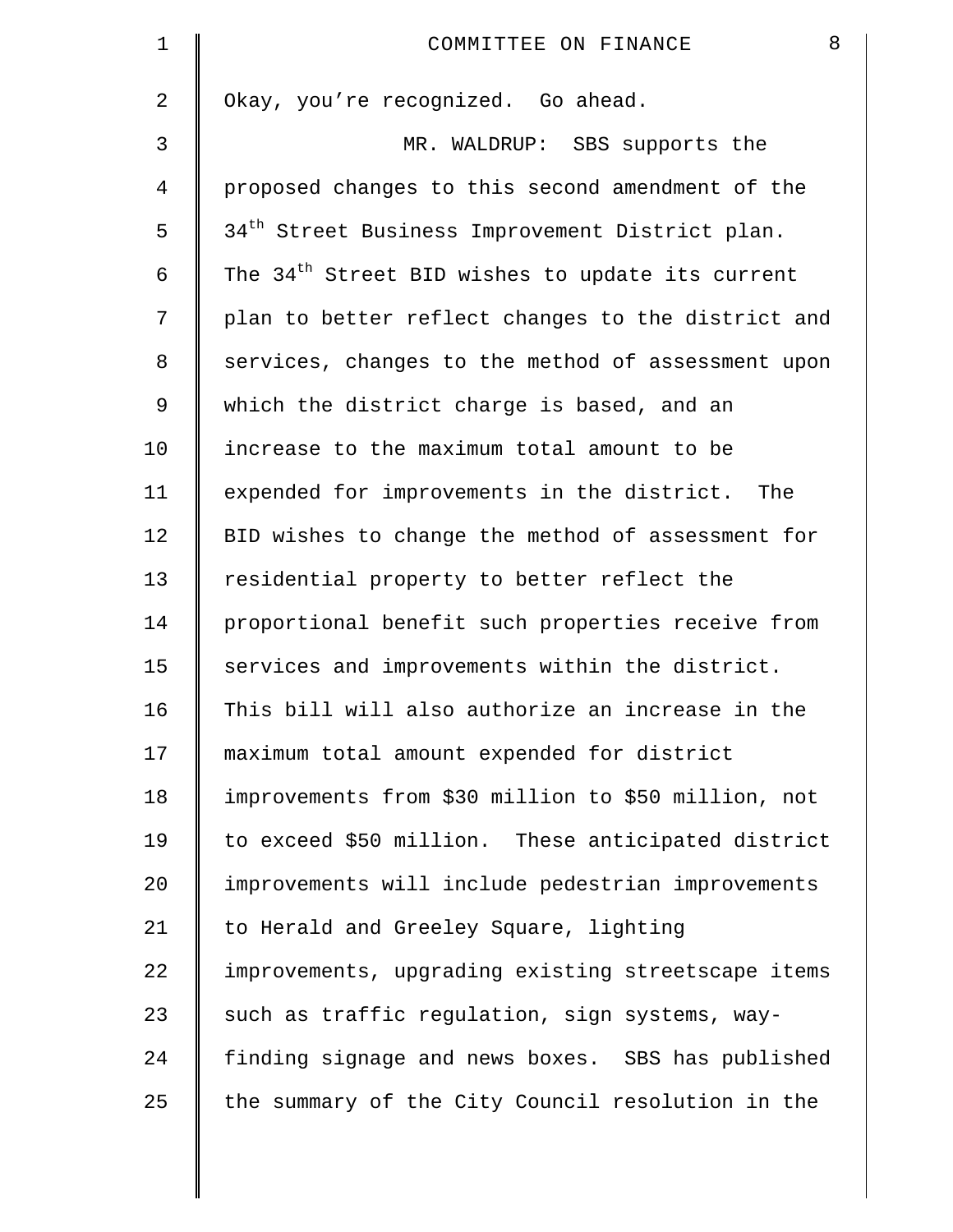Okay, you're recognized. Go ahead.

MR. WALDRUP: SBS supports the proposed changes to this second amendment of the 34th Street Business Improvement District plan. The 34th Street BID wishes to update its current plan to better reflect changes to the district and services, changes to the method of assessment upon which the district charge is based, and an increase to the maximum total amount to be expended for improvements in the district. The BID wishes to change the method of assessment for residential property to better reflect the proportional benefit such properties receive from services and improvements within the district. This bill will also authorize an increase in the maximum total amount expended for district improvements from $30 million to $50 million, not to exceed $50 million. These anticipated district improvements will include pedestrian improvements to Herald and Greeley Square, lighting improvements, upgrading existing streetscape items such as traffic regulation, sign systems, way-finding signage and news boxes. SBS has published the summary of the City Council resolution in the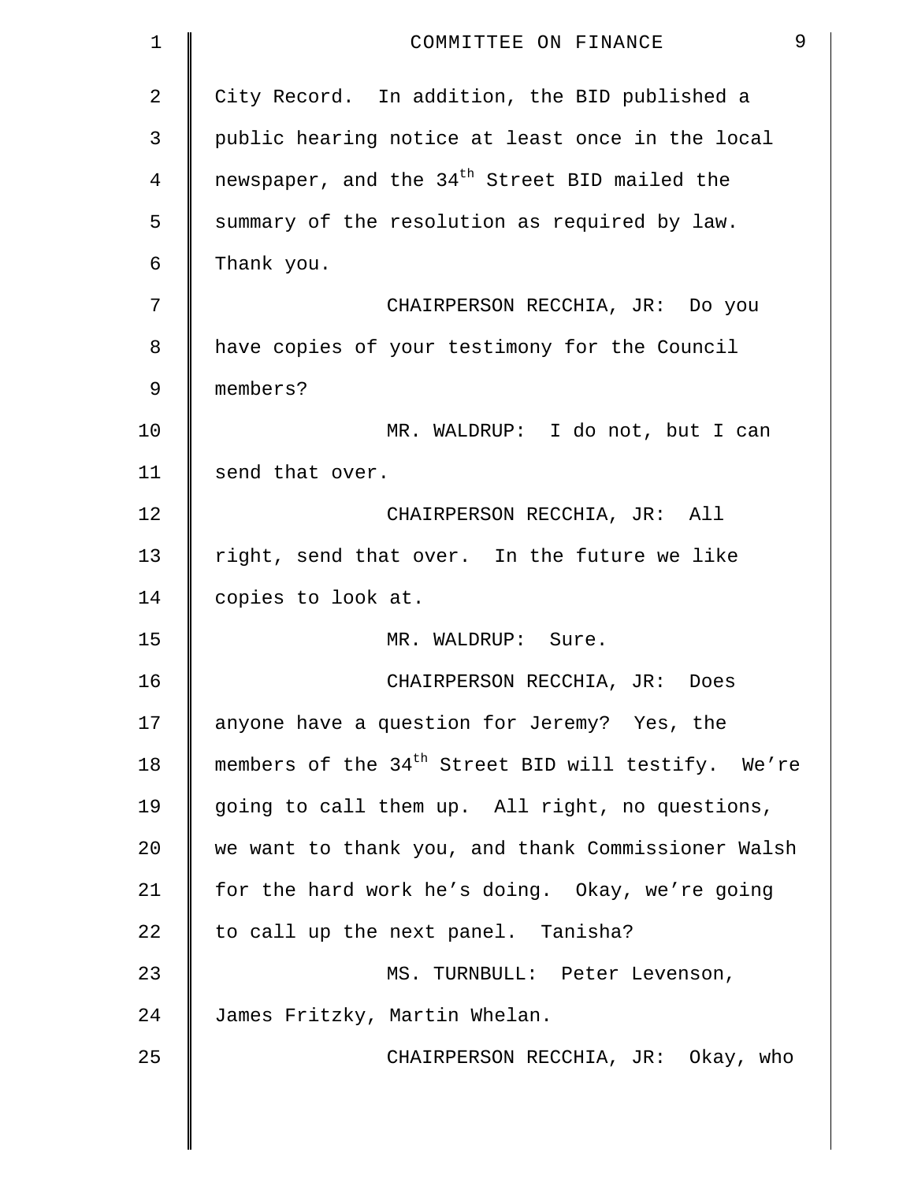City Record. In addition, the BID published a public hearing notice at least once in the local newspaper, and the 34th Street BID mailed the summary of the resolution as required by law. Thank you.

CHAIRPERSON RECCHIA, JR: Do you have copies of your testimony for the Council members?

MR. WALDRUP: I do not, but I can send that over.

CHAIRPERSON RECCHIA, JR: All right, send that over. In the future we like copies to look at.

MR. WALDRUP: Sure.

CHAIRPERSON RECCHIA, JR: Does anyone have a question for Jeremy? Yes, the members of the 34th Street BID will testify. We're going to call them up. All right, no questions, we want to thank you, and thank Commissioner Walsh for the hard work he's doing. Okay, we're going to call up the next panel. Tanisha?

MS. TURNBULL: Peter Levenson, James Fritzky, Martin Whelan.

CHAIRPERSON RECCHIA, JR: Okay, who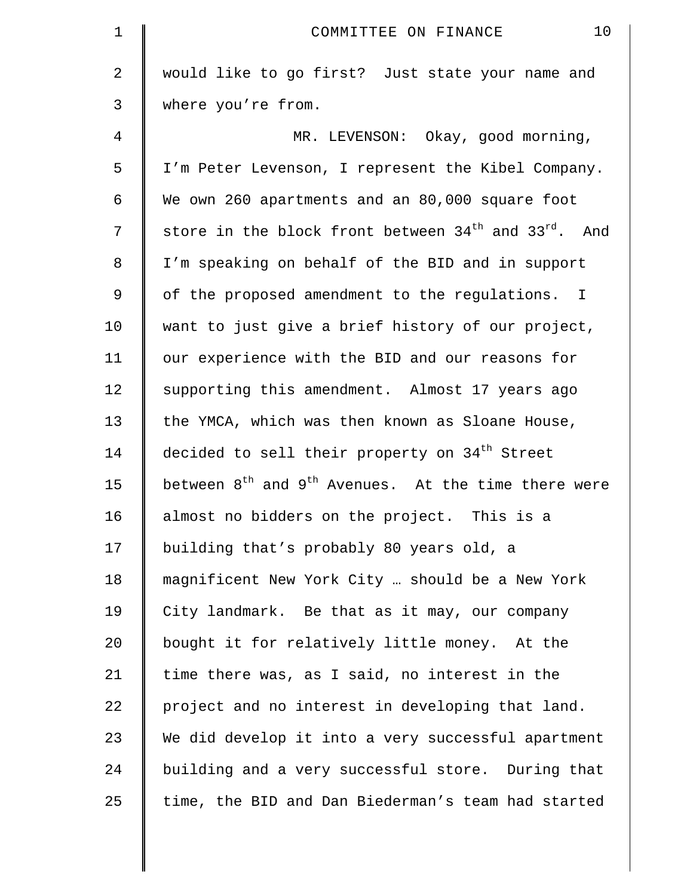would like to go first? Just state your name and where you're from.

MR. LEVENSON: Okay, good morning, I'm Peter Levenson, I represent the Kibel Company. We own 260 apartments and an 80,000 square foot store in the block front between 34th and 33rd. And I'm speaking on behalf of the BID and in support of the proposed amendment to the regulations. I want to just give a brief history of our project, our experience with the BID and our reasons for supporting this amendment. Almost 17 years ago the YMCA, which was then known as Sloane House, decided to sell their property on 34th Street between 8th and 9th Avenues. At the time there were almost no bidders on the project. This is a building that's probably 80 years old, a magnificent New York City … should be a New York City landmark. Be that as it may, our company bought it for relatively little money. At the time there was, as I said, no interest in the project and no interest in developing that land. We did develop it into a very successful apartment building and a very successful store. During that time, the BID and Dan Biederman's team had started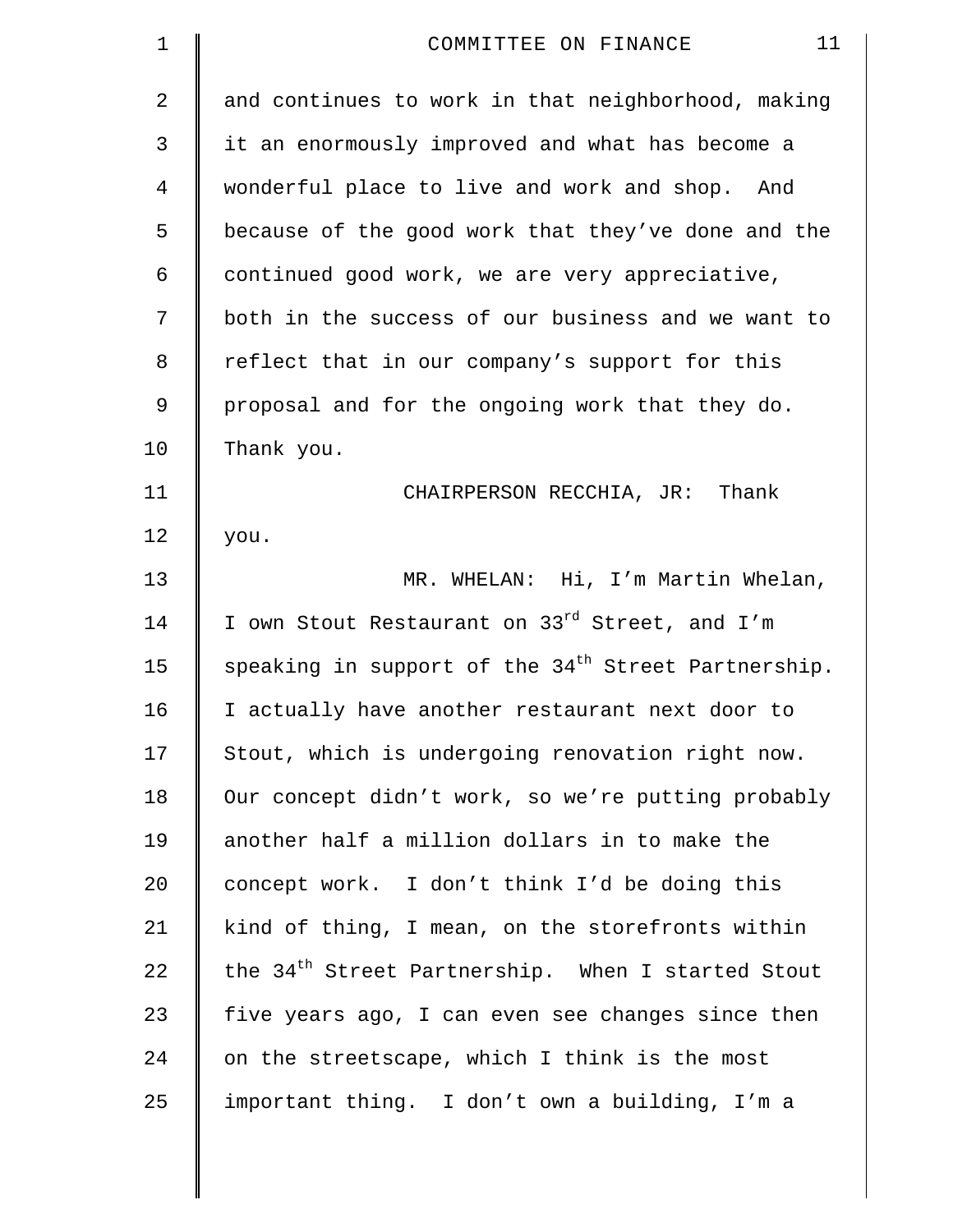and continues to work in that neighborhood, making it an enormously improved and what has become a wonderful place to live and work and shop. And because of the good work that they've done and the continued good work, we are very appreciative, both in the success of our business and we want to reflect that in our company's support for this proposal and for the ongoing work that they do. Thank you.

CHAIRPERSON RECCHIA, JR: Thank you.

MR. WHELAN: Hi, I'm Martin Whelan, I own Stout Restaurant on 33rd Street, and I'm speaking in support of the 34th Street Partnership. I actually have another restaurant next door to Stout, which is undergoing renovation right now. Our concept didn't work, so we're putting probably another half a million dollars in to make the concept work. I don't think I'd be doing this kind of thing, I mean, on the storefronts within the 34th Street Partnership. When I started Stout five years ago, I can even see changes since then on the streetscape, which I think is the most important thing. I don't own a building, I'm a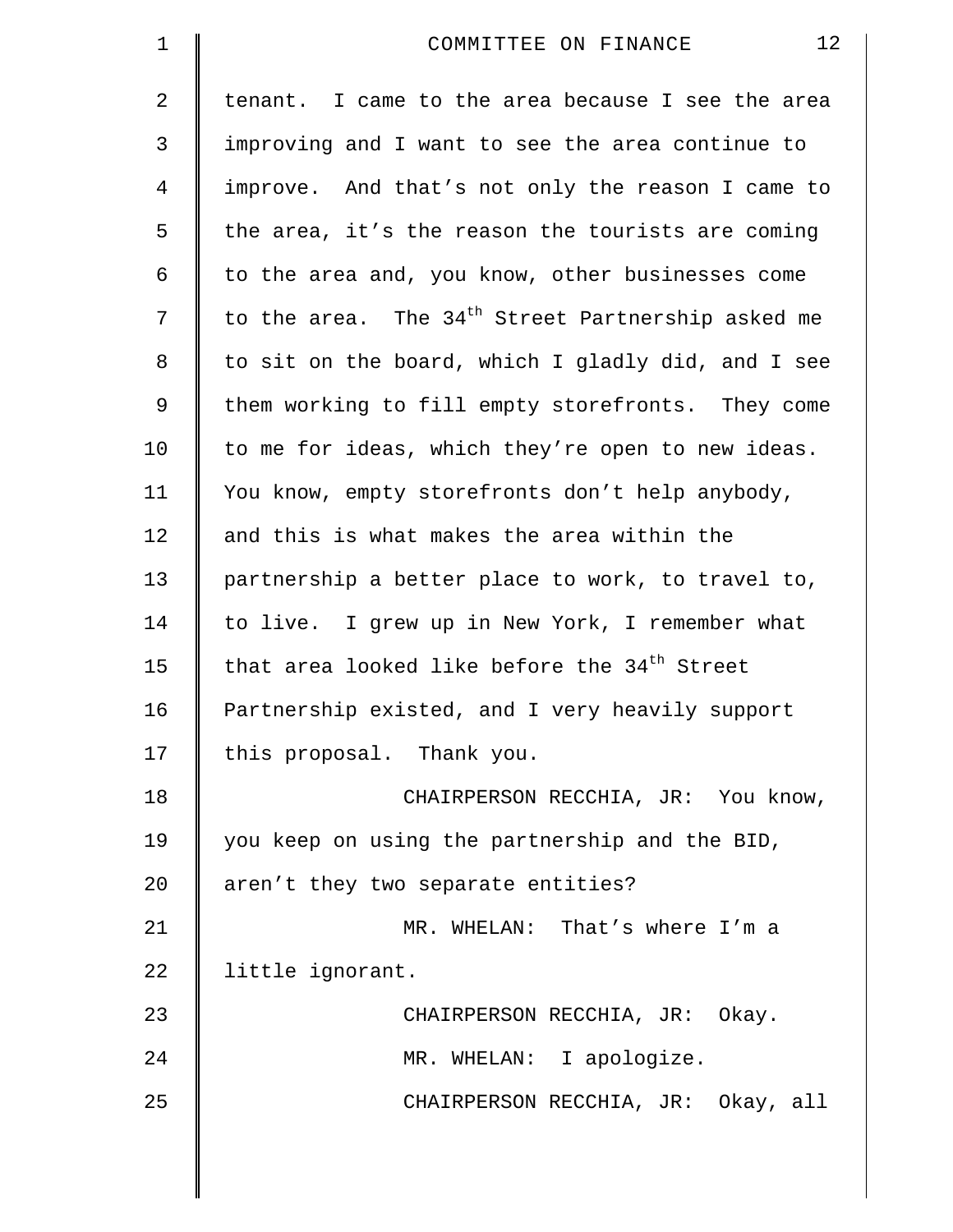tenant. I came to the area because I see the area improving and I want to see the area continue to improve. And that's not only the reason I came to the area, it's the reason the tourists are coming to the area and, you know, other businesses come to the area. The 34th Street Partnership asked me to sit on the board, which I gladly did, and I see them working to fill empty storefronts. They come to me for ideas, which they're open to new ideas. You know, empty storefronts don't help anybody, and this is what makes the area within the partnership a better place to work, to travel to, to live. I grew up in New York, I remember what that area looked like before the 34th Street Partnership existed, and I very heavily support this proposal. Thank you.

CHAIRPERSON RECCHIA, JR: You know, you keep on using the partnership and the BID, aren't they two separate entities?

MR. WHELAN: That's where I'm a little ignorant.

CHAIRPERSON RECCHIA, JR: Okay.

MR. WHELAN: I apologize.

CHAIRPERSON RECCHIA, JR: Okay, all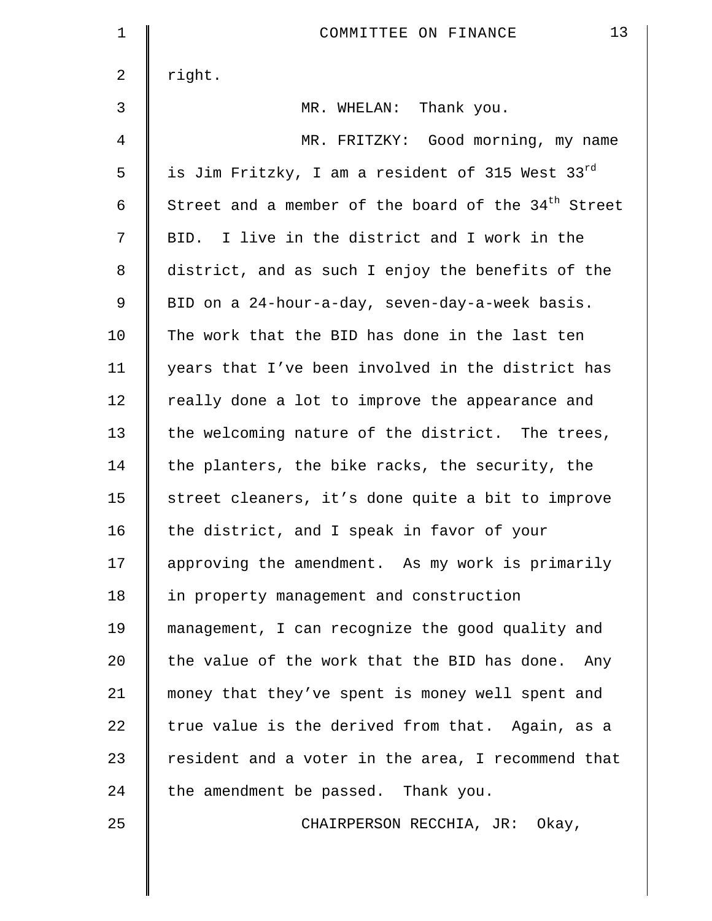right.

MR. WHELAN: Thank you.

MR. FRITZKY: Good morning, my name is Jim Fritzky, I am a resident of 315 West 33rd Street and a member of the board of the 34th Street BID. I live in the district and I work in the district, and as such I enjoy the benefits of the BID on a 24-hour-a-day, seven-day-a-week basis. The work that the BID has done in the last ten years that I've been involved in the district has really done a lot to improve the appearance and the welcoming nature of the district. The trees, the planters, the bike racks, the security, the street cleaners, it's done quite a bit to improve the district, and I speak in favor of your approving the amendment. As my work is primarily in property management and construction management, I can recognize the good quality and the value of the work that the BID has done. Any money that they've spent is money well spent and true value is the derived from that. Again, as a resident and a voter in the area, I recommend that the amendment be passed. Thank you.

CHAIRPERSON RECCHIA, JR: Okay,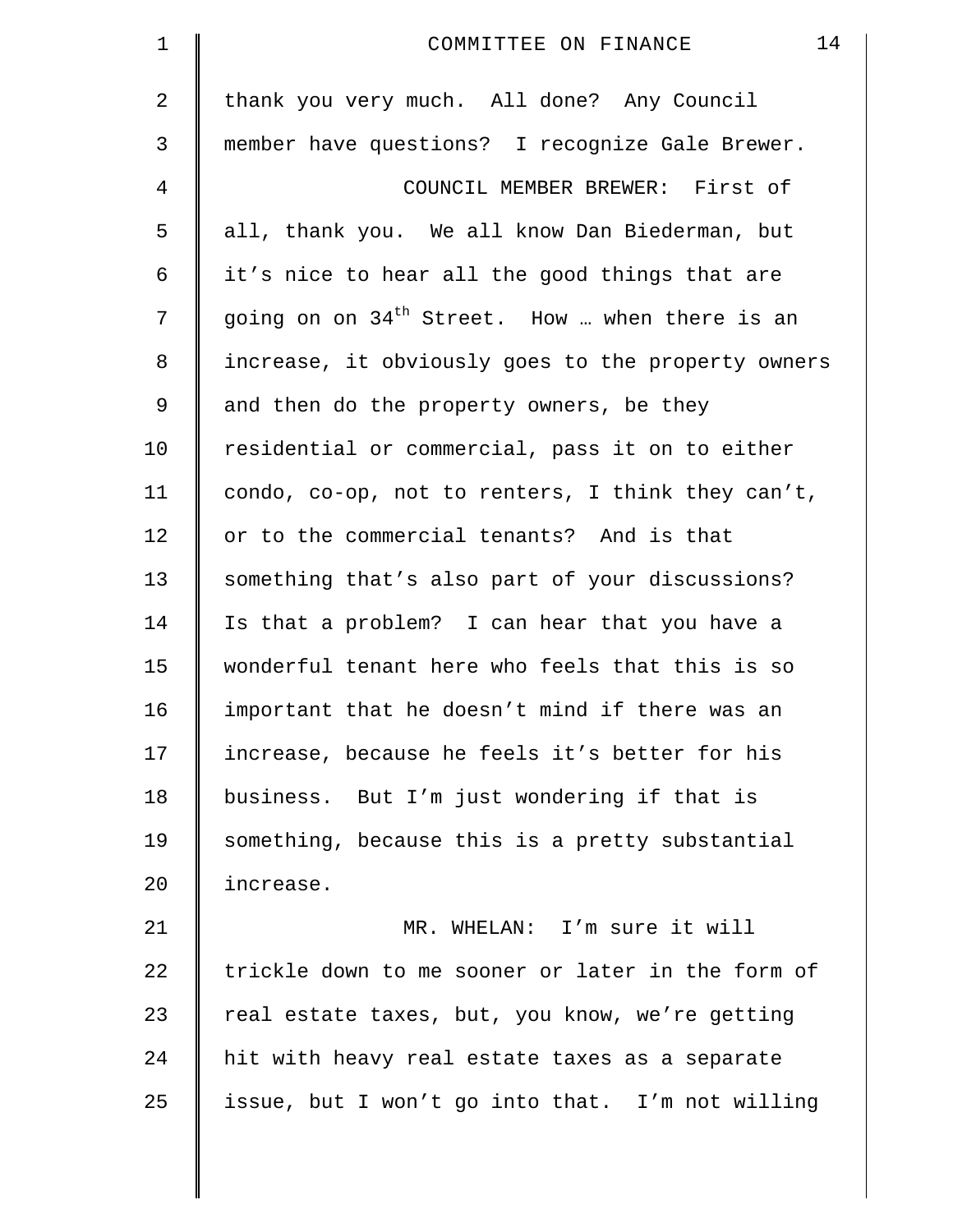thank you very much. All done? Any Council member have questions? I recognize Gale Brewer.

COUNCIL MEMBER BREWER: First of all, thank you. We all know Dan Biederman, but it's nice to hear all the good things that are going on on 34th Street. How … when there is an increase, it obviously goes to the property owners and then do the property owners, be they residential or commercial, pass it on to either condo, co-op, not to renters, I think they can't, or to the commercial tenants? And is that something that's also part of your discussions? Is that a problem? I can hear that you have a wonderful tenant here who feels that this is so important that he doesn't mind if there was an increase, because he feels it's better for his business. But I'm just wondering if that is something, because this is a pretty substantial increase.

MR. WHELAN: I'm sure it will trickle down to me sooner or later in the form of real estate taxes, but, you know, we're getting hit with heavy real estate taxes as a separate issue, but I won't go into that. I'm not willing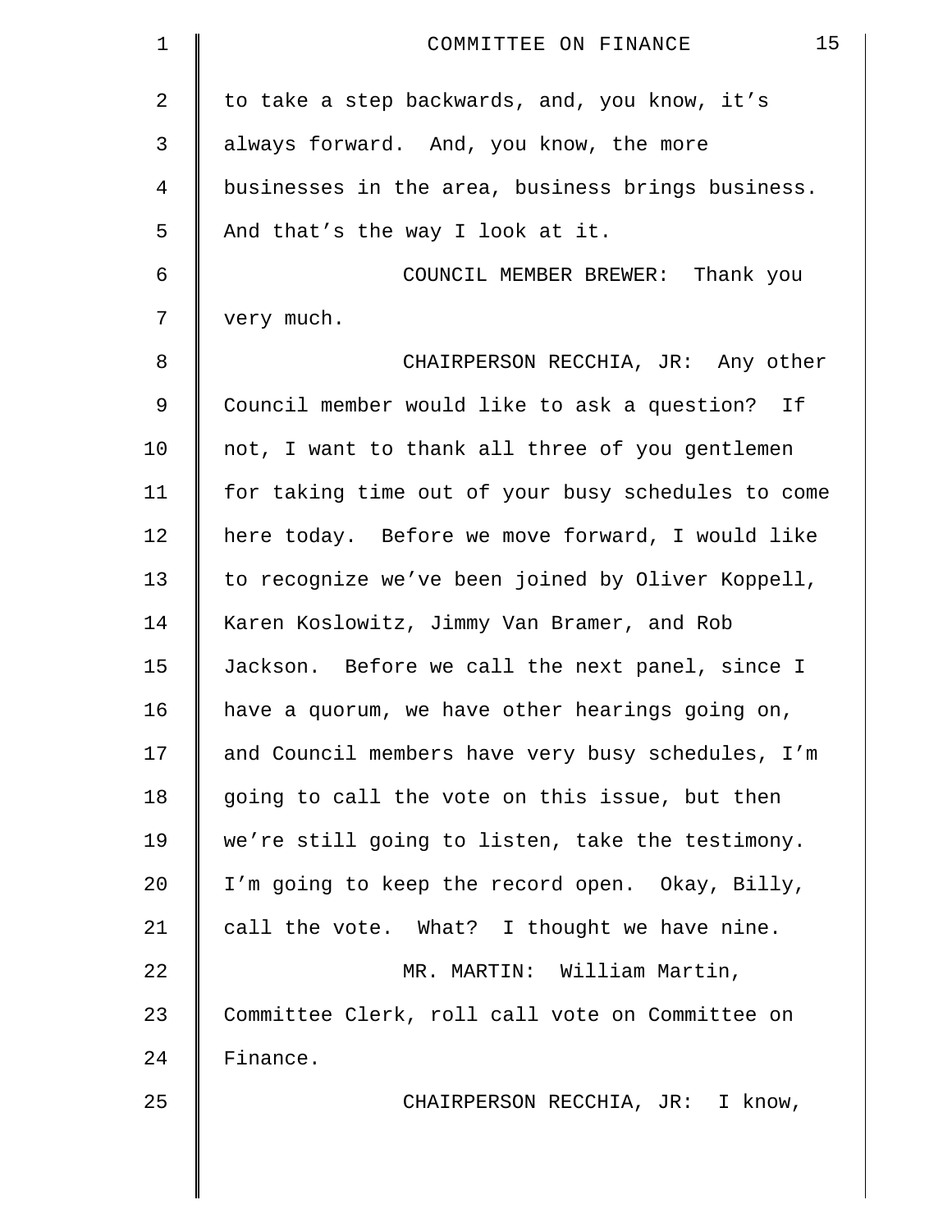to take a step backwards, and, you know, it's always forward. And, you know, the more businesses in the area, business brings business. And that's the way I look at it.

COUNCIL MEMBER BREWER: Thank you very much.

CHAIRPERSON RECCHIA, JR: Any other Council member would like to ask a question? If not, I want to thank all three of you gentlemen for taking time out of your busy schedules to come here today. Before we move forward, I would like to recognize we've been joined by Oliver Koppell, Karen Koslowitz, Jimmy Van Bramer, and Rob Jackson. Before we call the next panel, since I have a quorum, we have other hearings going on, and Council members have very busy schedules, I'm going to call the vote on this issue, but then we're still going to listen, take the testimony. I'm going to keep the record open. Okay, Billy, call the vote. What? I thought we have nine.

MR. MARTIN: William Martin, Committee Clerk, roll call vote on Committee on Finance.

CHAIRPERSON RECCHIA, JR: I know,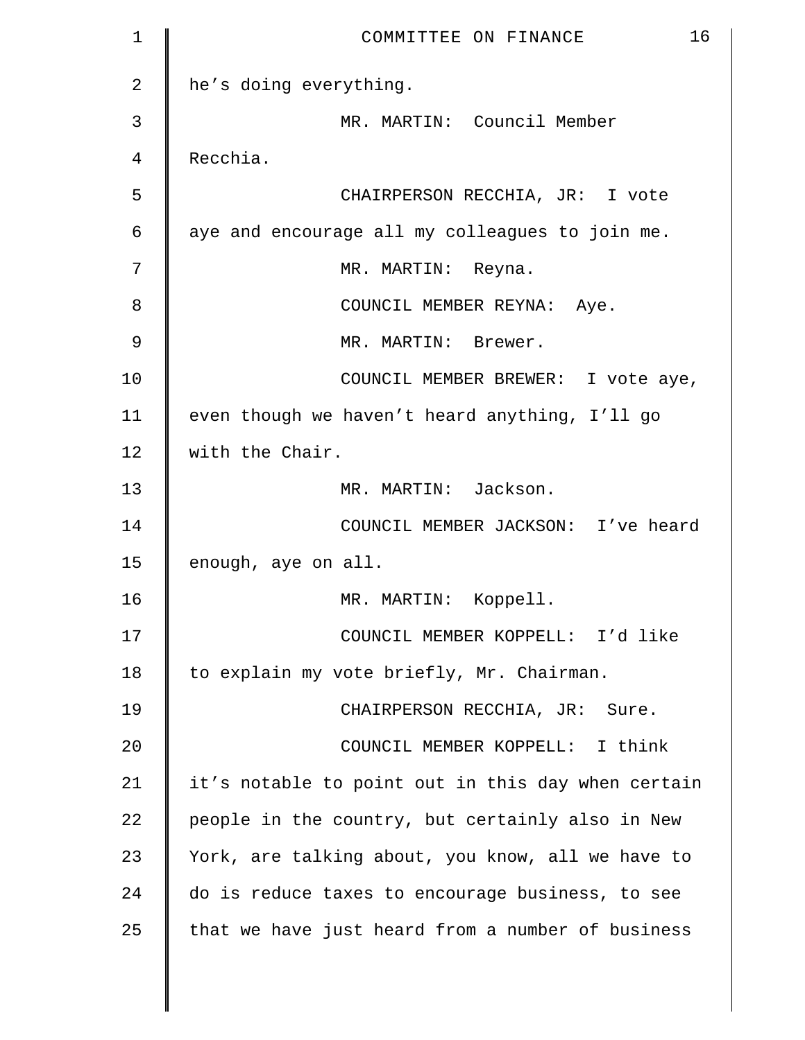he's doing everything.

MR. MARTIN: Council Member Recchia.

CHAIRPERSON RECCHIA, JR: I vote aye and encourage all my colleagues to join me.

MR. MARTIN: Reyna.

COUNCIL MEMBER REYNA: Aye.

MR. MARTIN: Brewer.

COUNCIL MEMBER BREWER: I vote aye, even though we haven't heard anything, I'll go with the Chair.

MR. MARTIN: Jackson.

COUNCIL MEMBER JACKSON: I've heard enough, aye on all.

MR. MARTIN: Koppell.

COUNCIL MEMBER KOPPELL: I'd like to explain my vote briefly, Mr. Chairman.

CHAIRPERSON RECCHIA, JR: Sure.

COUNCIL MEMBER KOPPELL: I think it's notable to point out in this day when certain people in the country, but certainly also in New York, are talking about, you know, all we have to do is reduce taxes to encourage business, to see that we have just heard from a number of business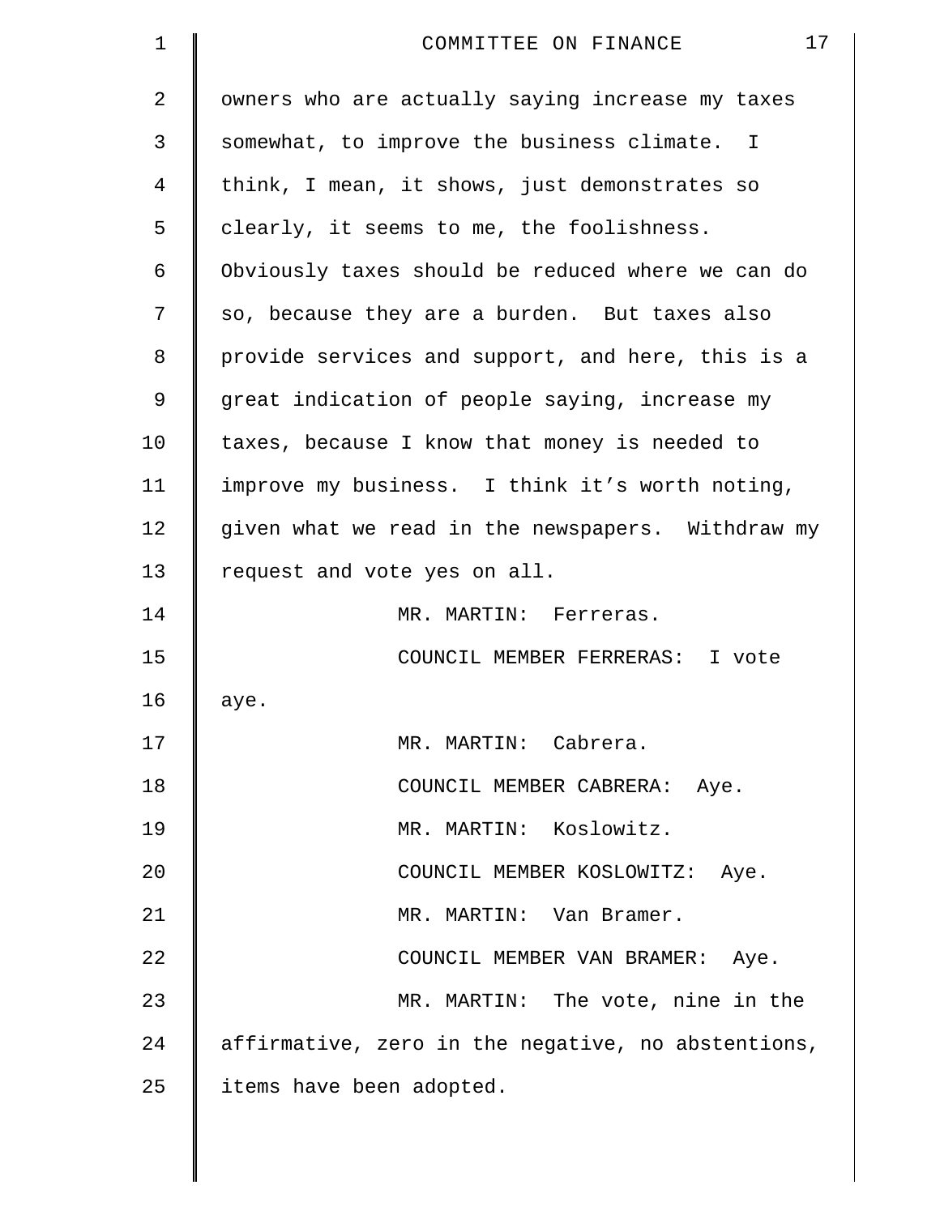owners who are actually saying increase my taxes somewhat, to improve the business climate. I think, I mean, it shows, just demonstrates so clearly, it seems to me, the foolishness. Obviously taxes should be reduced where we can do so, because they are a burden. But taxes also provide services and support, and here, this is a great indication of people saying, increase my taxes, because I know that money is needed to improve my business. I think it's worth noting, given what we read in the newspapers. Withdraw my request and vote yes on all.

MR. MARTIN: Ferreras.

COUNCIL MEMBER FERRERAS: I vote aye.

MR. MARTIN: Cabrera.

COUNCIL MEMBER CABRERA: Aye.

MR. MARTIN: Koslowitz.

COUNCIL MEMBER KOSLOWITZ: Aye.

MR. MARTIN: Van Bramer.

COUNCIL MEMBER VAN BRAMER: Aye.

MR. MARTIN: The vote, nine in the affirmative, zero in the negative, no abstentions, items have been adopted.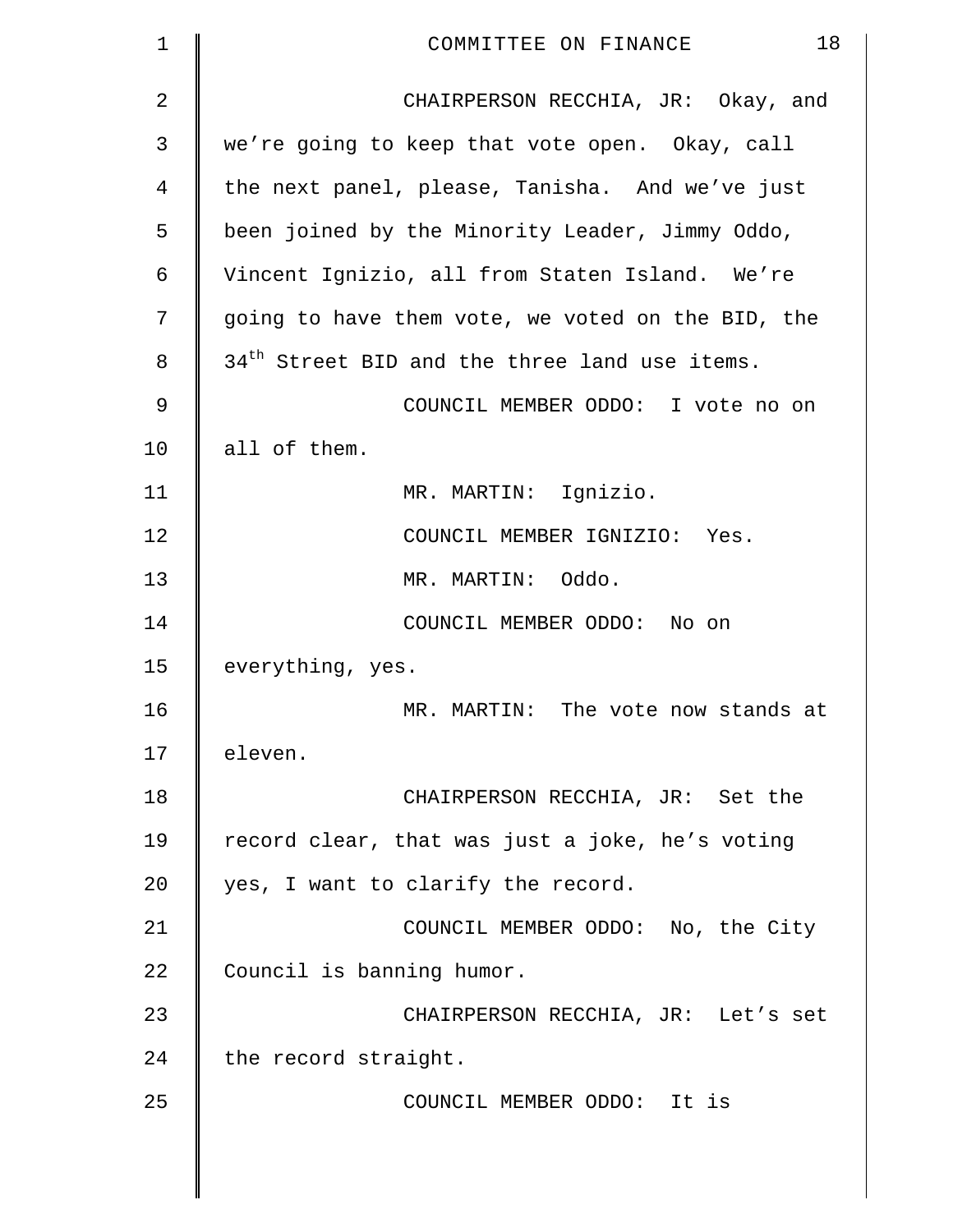CHAIRPERSON RECCHIA, JR: Okay, and we're going to keep that vote open. Okay, call the next panel, please, Tanisha. And we've just been joined by the Minority Leader, Jimmy Oddo, Vincent Ignizio, all from Staten Island. We're going to have them vote, we voted on the BID, the 34th Street BID and the three land use items.

COUNCIL MEMBER ODDO: I vote no on all of them.

MR. MARTIN: Ignizio.

COUNCIL MEMBER IGNIZIO: Yes.

MR. MARTIN: Oddo.

COUNCIL MEMBER ODDO: No on everything, yes.

MR. MARTIN: The vote now stands at eleven.

CHAIRPERSON RECCHIA, JR: Set the record clear, that was just a joke, he's voting yes, I want to clarify the record.

COUNCIL MEMBER ODDO: No, the City Council is banning humor.

CHAIRPERSON RECCHIA, JR: Let's set the record straight.

COUNCIL MEMBER ODDO: It is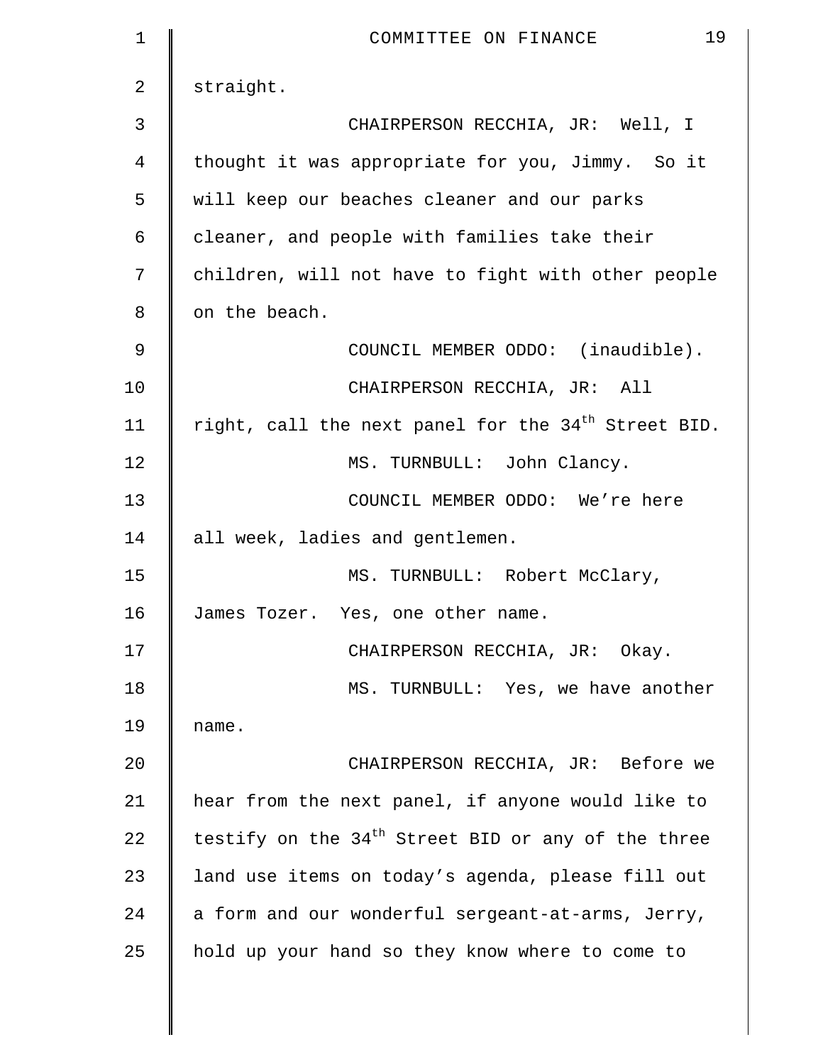straight.

CHAIRPERSON RECCHIA, JR: Well, I thought it was appropriate for you, Jimmy. So it will keep our beaches cleaner and our parks cleaner, and people with families take their children, will not have to fight with other people on the beach.

COUNCIL MEMBER ODDO: (inaudible).

CHAIRPERSON RECCHIA, JR: All right, call the next panel for the 34th Street BID.

MS. TURNBULL: John Clancy.

COUNCIL MEMBER ODDO: We're here all week, ladies and gentlemen.

MS. TURNBULL: Robert McClary, James Tozer. Yes, one other name.

CHAIRPERSON RECCHIA, JR: Okay.

MS. TURNBULL: Yes, we have another name.

CHAIRPERSON RECCHIA, JR: Before we hear from the next panel, if anyone would like to testify on the 34th Street BID or any of the three land use items on today's agenda, please fill out a form and our wonderful sergeant-at-arms, Jerry, hold up your hand so they know where to come to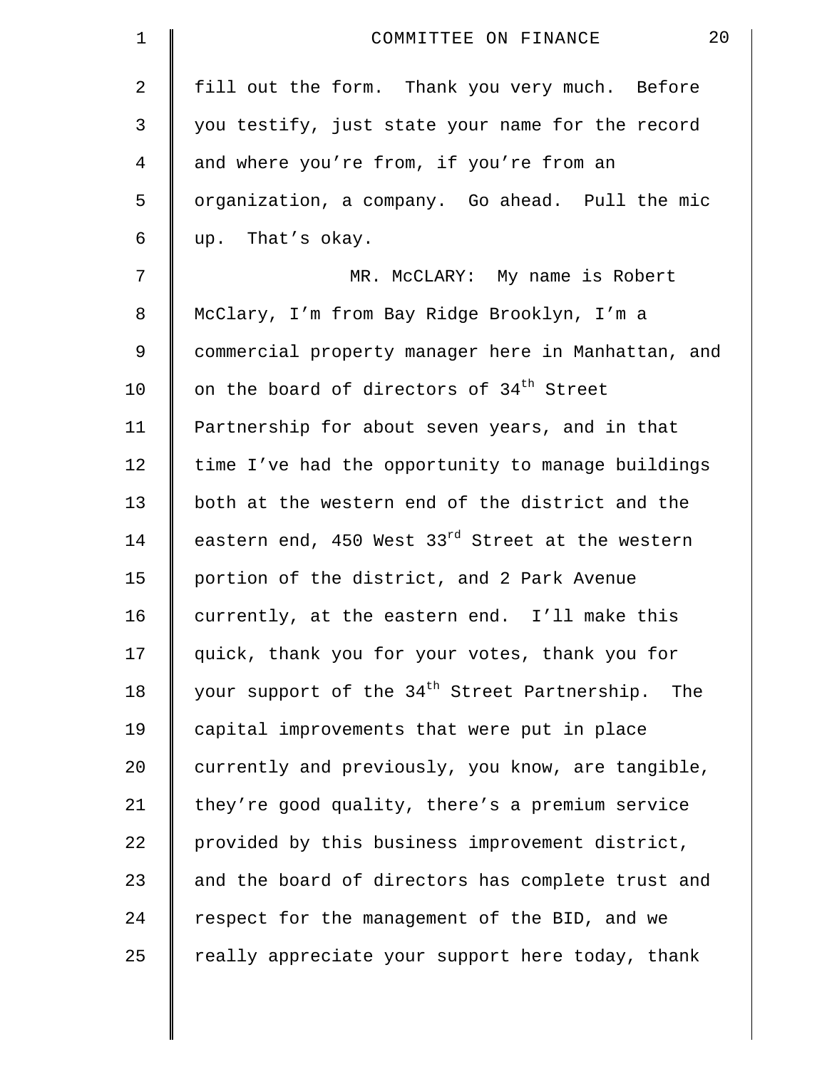fill out the form. Thank you very much. Before you testify, just state your name for the record and where you're from, if you're from an organization, a company. Go ahead. Pull the mic up. That's okay.

MR. McCLARY: My name is Robert McClary, I'm from Bay Ridge Brooklyn, I'm a commercial property manager here in Manhattan, and on the board of directors of 34th Street Partnership for about seven years, and in that time I've had the opportunity to manage buildings both at the western end of the district and the eastern end, 450 West 33rd Street at the western portion of the district, and 2 Park Avenue currently, at the eastern end. I'll make this quick, thank you for your votes, thank you for your support of the 34th Street Partnership. The capital improvements that were put in place currently and previously, you know, are tangible, they're good quality, there's a premium service provided by this business improvement district, and the board of directors has complete trust and respect for the management of the BID, and we really appreciate your support here today, thank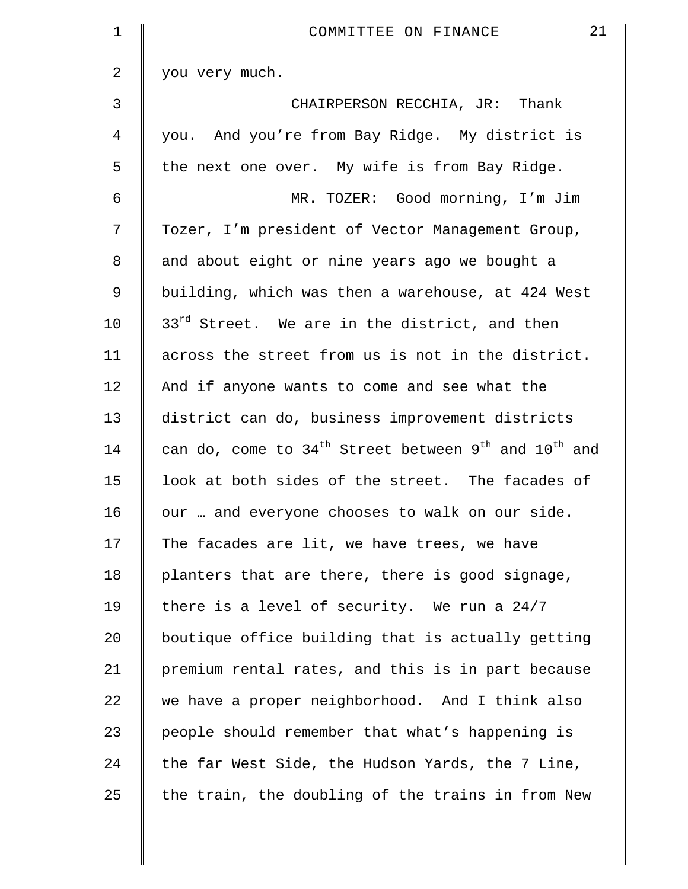you very much.

CHAIRPERSON RECCHIA, JR: Thank you. And you're from Bay Ridge. My district is the next one over. My wife is from Bay Ridge.

MR. TOZER: Good morning, I'm Jim Tozer, I'm president of Vector Management Group, and about eight or nine years ago we bought a building, which was then a warehouse, at 424 West 33rd Street. We are in the district, and then across the street from us is not in the district. And if anyone wants to come and see what the district can do, business improvement districts can do, come to 34th Street between 9th and 10th and look at both sides of the street. The facades of our … and everyone chooses to walk on our side. The facades are lit, we have trees, we have planters that are there, there is good signage, there is a level of security. We run a 24/7 boutique office building that is actually getting premium rental rates, and this is in part because we have a proper neighborhood. And I think also people should remember that what's happening is the far West Side, the Hudson Yards, the 7 Line, the train, the doubling of the trains in from New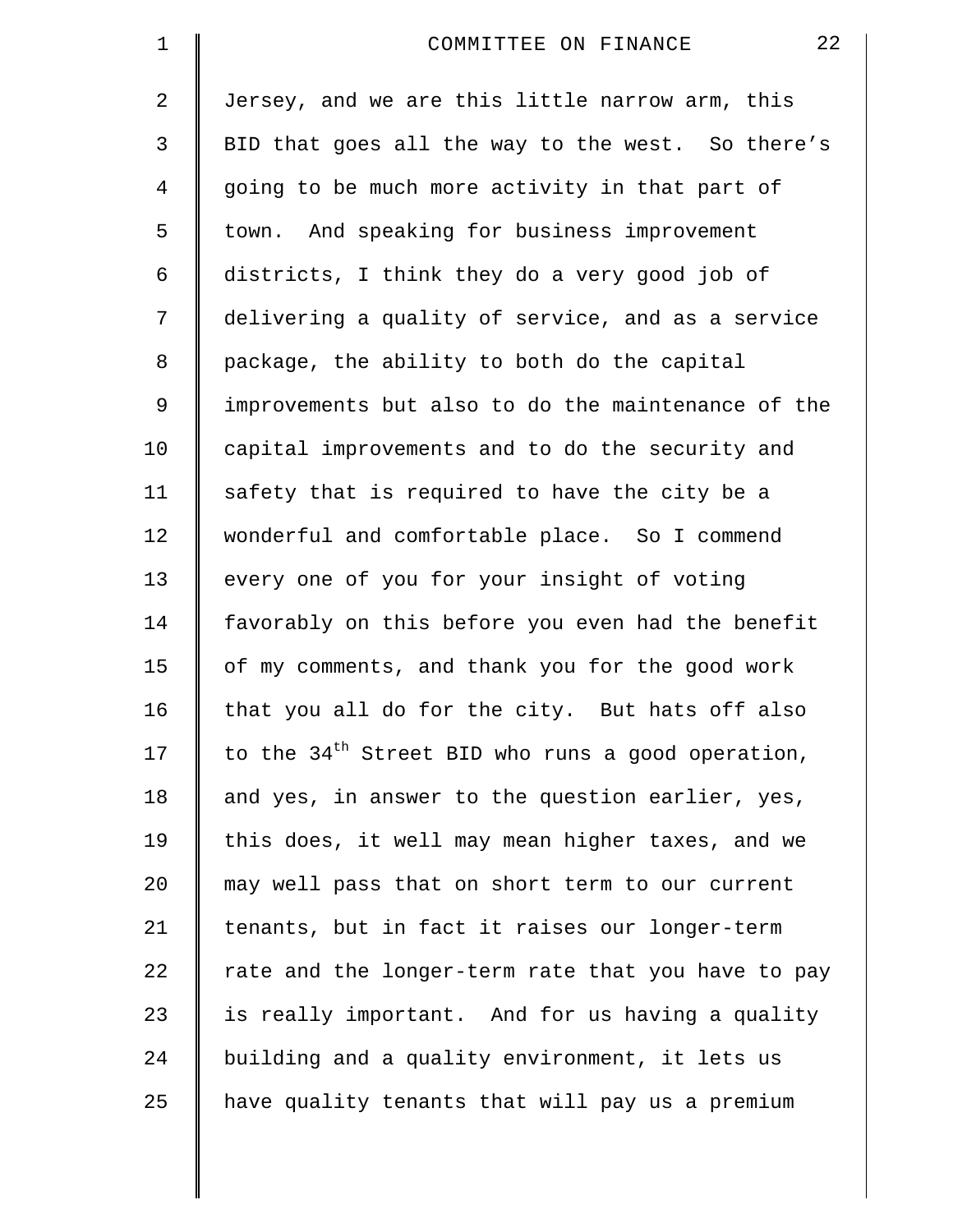Jersey, and we are this little narrow arm, this BID that goes all the way to the west. So there's going to be much more activity in that part of town. And speaking for business improvement districts, I think they do a very good job of delivering a quality of service, and as a service package, the ability to both do the capital improvements but also to do the maintenance of the capital improvements and to do the security and safety that is required to have the city be a wonderful and comfortable place. So I commend every one of you for your insight of voting favorably on this before you even had the benefit of my comments, and thank you for the good work that you all do for the city. But hats off also to the 34th Street BID who runs a good operation, and yes, in answer to the question earlier, yes, this does, it well may mean higher taxes, and we may well pass that on short term to our current tenants, but in fact it raises our longer-term rate and the longer-term rate that you have to pay is really important. And for us having a quality building and a quality environment, it lets us have quality tenants that will pay us a premium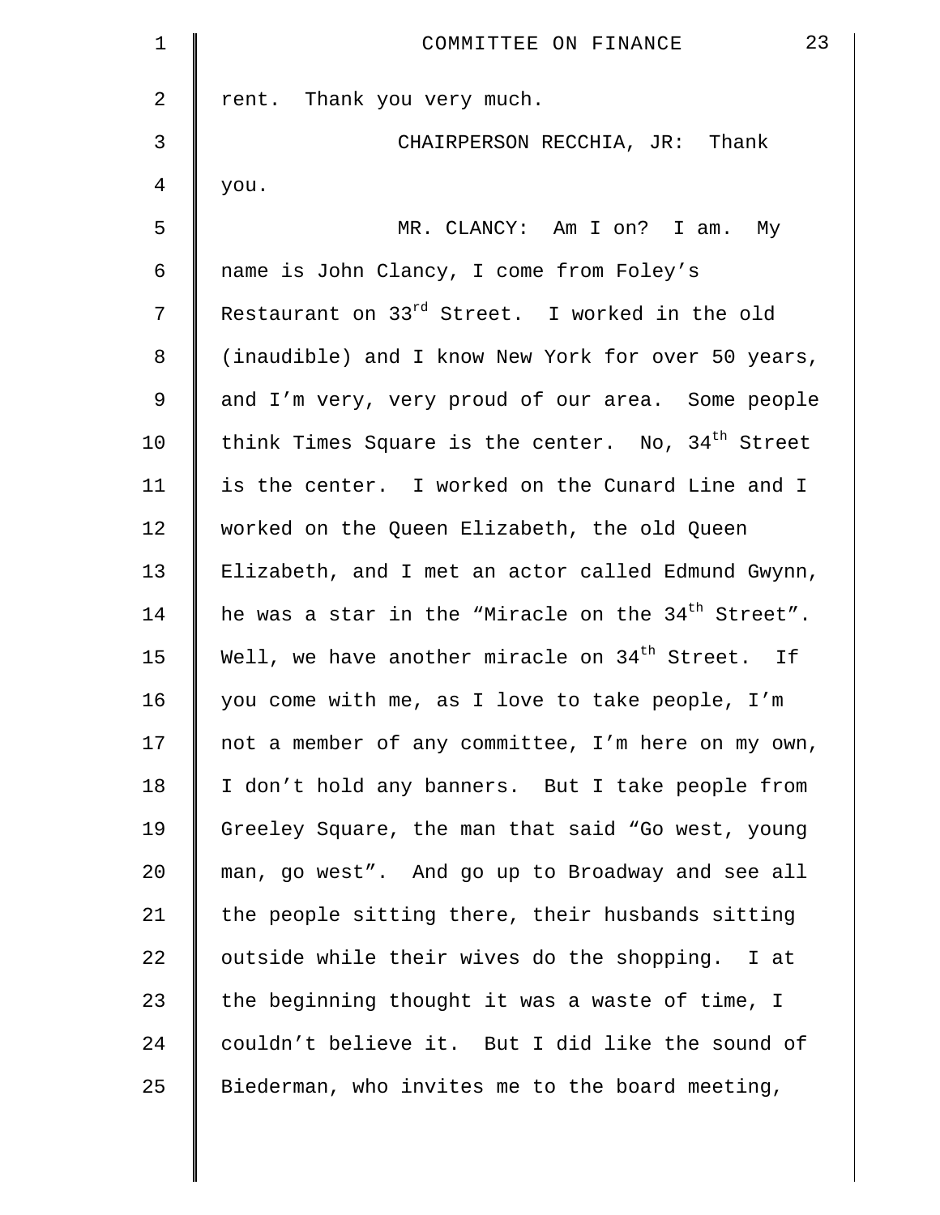rent. Thank you very much.

CHAIRPERSON RECCHIA, JR: Thank you.

MR. CLANCY: Am I on? I am. My name is John Clancy, I come from Foley's Restaurant on 33rd Street. I worked in the old (inaudible) and I know New York for over 50 years, and I'm very, very proud of our area. Some people think Times Square is the center. No, 34th Street is the center. I worked on the Cunard Line and I worked on the Queen Elizabeth, the old Queen Elizabeth, and I met an actor called Edmund Gwynn, he was a star in the "Miracle on the 34th Street". Well, we have another miracle on 34th Street. If you come with me, as I love to take people, I'm not a member of any committee, I'm here on my own, I don't hold any banners. But I take people from Greeley Square, the man that said "Go west, young man, go west". And go up to Broadway and see all the people sitting there, their husbands sitting outside while their wives do the shopping. I at the beginning thought it was a waste of time, I couldn't believe it. But I did like the sound of Biederman, who invites me to the board meeting,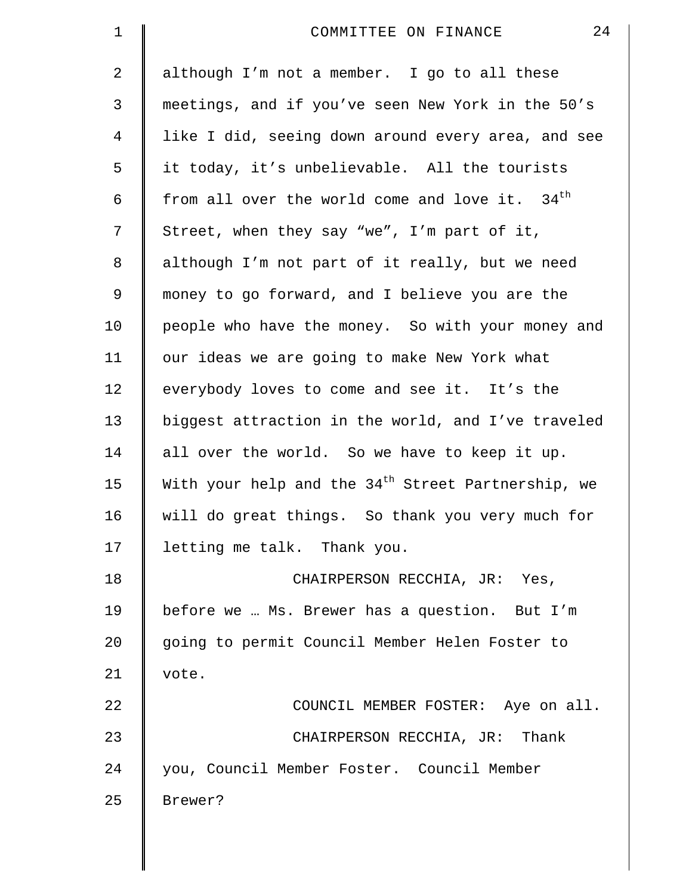although I'm not a member. I go to all these meetings, and if you've seen New York in the 50's like I did, seeing down around every area, and see it today, it's unbelievable. All the tourists from all over the world come and love it. 34th Street, when they say "we", I'm part of it, although I'm not part of it really, but we need money to go forward, and I believe you are the people who have the money. So with your money and our ideas we are going to make New York what everybody loves to come and see it. It's the biggest attraction in the world, and I've traveled all over the world. So we have to keep it up. With your help and the 34th Street Partnership, we will do great things. So thank you very much for letting me talk. Thank you.

CHAIRPERSON RECCHIA, JR: Yes, before we … Ms. Brewer has a question. But I'm going to permit Council Member Helen Foster to vote.

COUNCIL MEMBER FOSTER: Aye on all.

CHAIRPERSON RECCHIA, JR: Thank you, Council Member Foster. Council Member Brewer?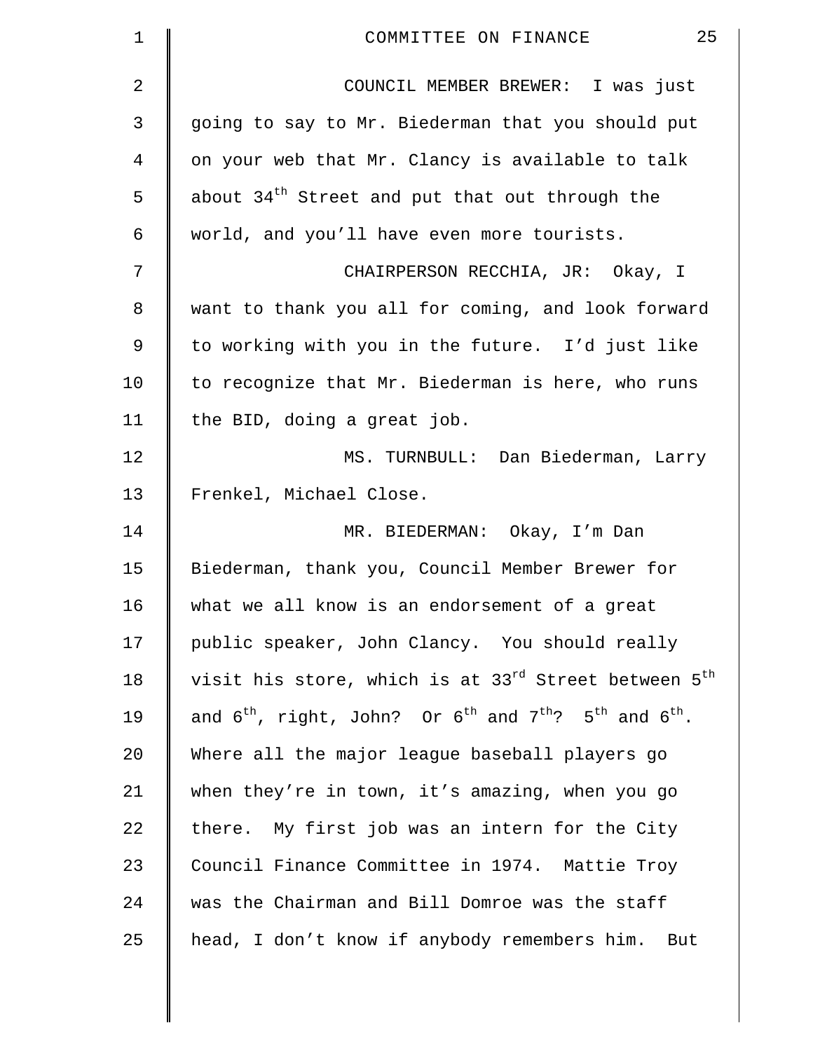COUNCIL MEMBER BREWER: I was just going to say to Mr. Biederman that you should put on your web that Mr. Clancy is available to talk about 34th Street and put that out through the world, and you'll have even more tourists.

CHAIRPERSON RECCHIA, JR: Okay, I want to thank you all for coming, and look forward to working with you in the future. I'd just like to recognize that Mr. Biederman is here, who runs the BID, doing a great job.

MS. TURNBULL: Dan Biederman, Larry Frenkel, Michael Close.

MR. BIEDERMAN: Okay, I'm Dan Biederman, thank you, Council Member Brewer for what we all know is an endorsement of a great public speaker, John Clancy. You should really visit his store, which is at 33rd Street between 5th and 6th, right, John? Or 6th and 7th? 5th and 6th. Where all the major league baseball players go when they're in town, it's amazing, when you go there. My first job was an intern for the City Council Finance Committee in 1974. Mattie Troy was the Chairman and Bill Domroe was the staff head, I don't know if anybody remembers him. But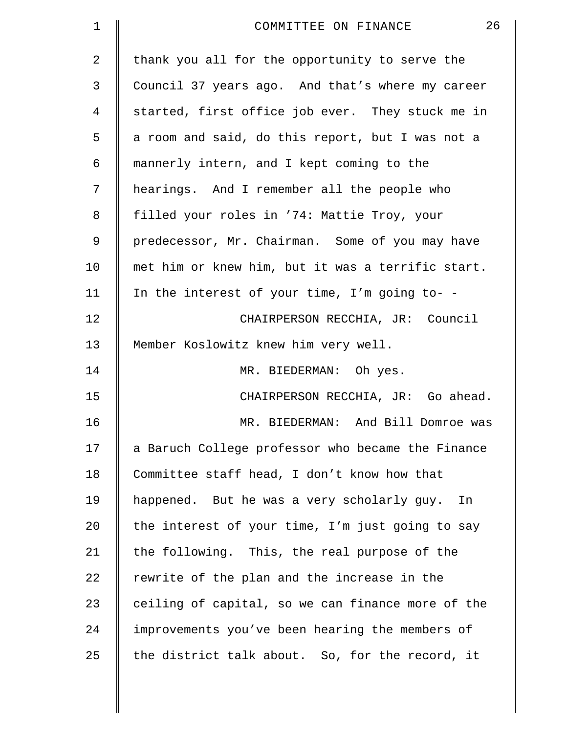thank you all for the opportunity to serve the Council 37 years ago. And that's where my career started, first office job ever. They stuck me in a room and said, do this report, but I was not a mannerly intern, and I kept coming to the hearings. And I remember all the people who filled your roles in '74: Mattie Troy, your predecessor, Mr. Chairman. Some of you may have met him or knew him, but it was a terrific start. In the interest of your time, I'm going to- -

CHAIRPERSON RECCHIA, JR: Council Member Koslowitz knew him very well.

MR. BIEDERMAN: Oh yes.

CHAIRPERSON RECCHIA, JR: Go ahead.

MR. BIEDERMAN: And Bill Domroe was a Baruch College professor who became the Finance Committee staff head, I don't know how that happened. But he was a very scholarly guy. In the interest of your time, I'm just going to say the following. This, the real purpose of the rewrite of the plan and the increase in the ceiling of capital, so we can finance more of the improvements you've been hearing the members of the district talk about. So, for the record, it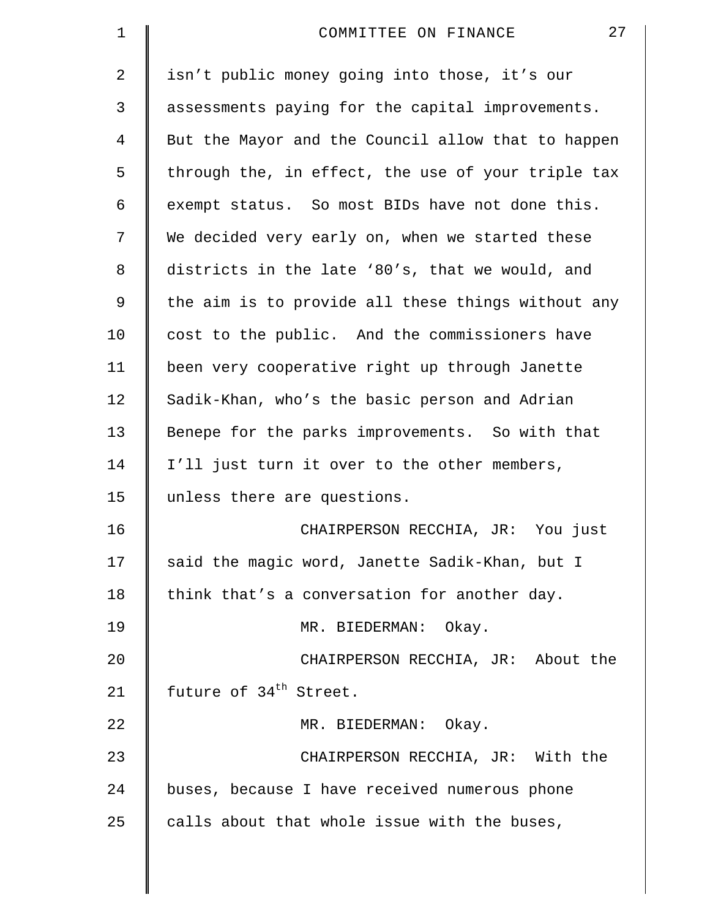isn't public money going into those, it's our assessments paying for the capital improvements. But the Mayor and the Council allow that to happen through the, in effect, the use of your triple tax exempt status. So most BIDs have not done this. We decided very early on, when we started these districts in the late '80's, that we would, and the aim is to provide all these things without any cost to the public. And the commissioners have been very cooperative right up through Janette Sadik-Khan, who's the basic person and Adrian Benepe for the parks improvements. So with that I'll just turn it over to the other members, unless there are questions.

CHAIRPERSON RECCHIA, JR: You just said the magic word, Janette Sadik-Khan, but I think that's a conversation for another day.

MR. BIEDERMAN: Okay.

CHAIRPERSON RECCHIA, JR: About the future of 34th Street.

MR. BIEDERMAN: Okay.

CHAIRPERSON RECCHIA, JR: With the buses, because I have received numerous phone calls about that whole issue with the buses,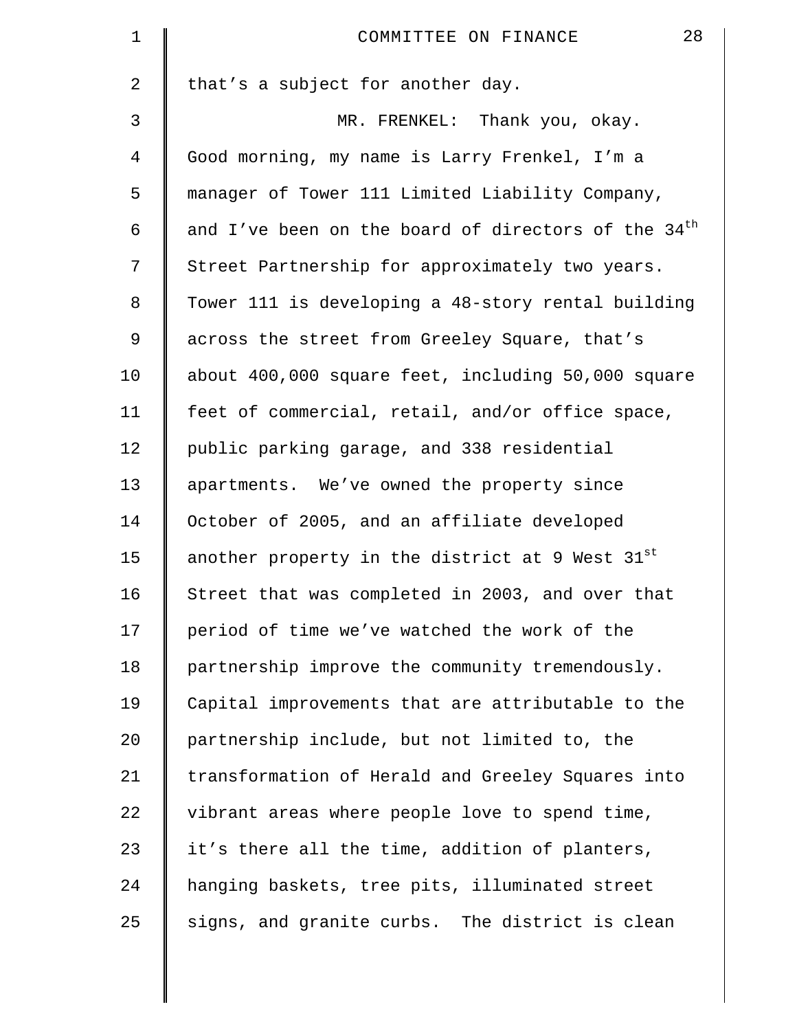that's a subject for another day.

MR. FRENKEL: Thank you, okay. Good morning, my name is Larry Frenkel, I'm a manager of Tower 111 Limited Liability Company, and I've been on the board of directors of the 34th Street Partnership for approximately two years. Tower 111 is developing a 48-story rental building across the street from Greeley Square, that's about 400,000 square feet, including 50,000 square feet of commercial, retail, and/or office space, public parking garage, and 338 residential apartments. We've owned the property since October of 2005, and an affiliate developed another property in the district at 9 West 31st Street that was completed in 2003, and over that period of time we've watched the work of the partnership improve the community tremendously. Capital improvements that are attributable to the partnership include, but not limited to, the transformation of Herald and Greeley Squares into vibrant areas where people love to spend time, it's there all the time, addition of planters, hanging baskets, tree pits, illuminated street signs, and granite curbs. The district is clean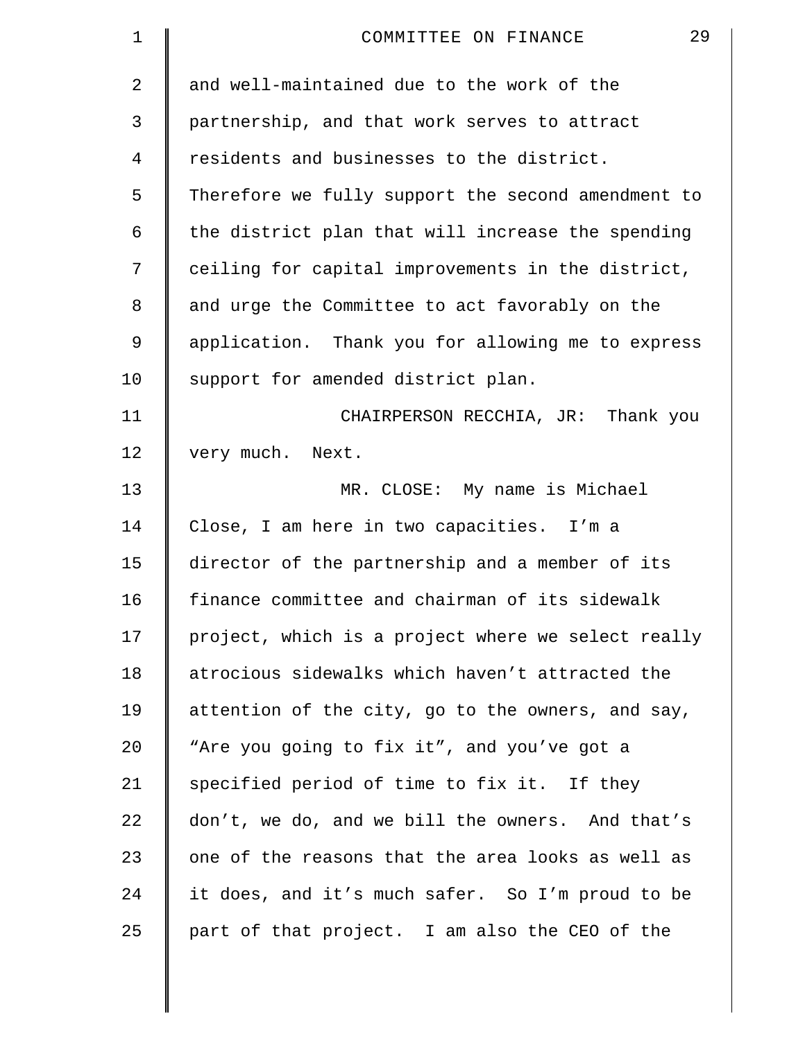and well-maintained due to the work of the partnership, and that work serves to attract residents and businesses to the district. Therefore we fully support the second amendment to the district plan that will increase the spending ceiling for capital improvements in the district, and urge the Committee to act favorably on the application. Thank you for allowing me to express support for amended district plan.

CHAIRPERSON RECCHIA, JR: Thank you very much. Next.

MR. CLOSE: My name is Michael Close, I am here in two capacities. I'm a director of the partnership and a member of its finance committee and chairman of its sidewalk project, which is a project where we select really atrocious sidewalks which haven't attracted the attention of the city, go to the owners, and say, "Are you going to fix it", and you've got a specified period of time to fix it. If they don't, we do, and we bill the owners. And that's one of the reasons that the area looks as well as it does, and it's much safer. So I'm proud to be part of that project. I am also the CEO of the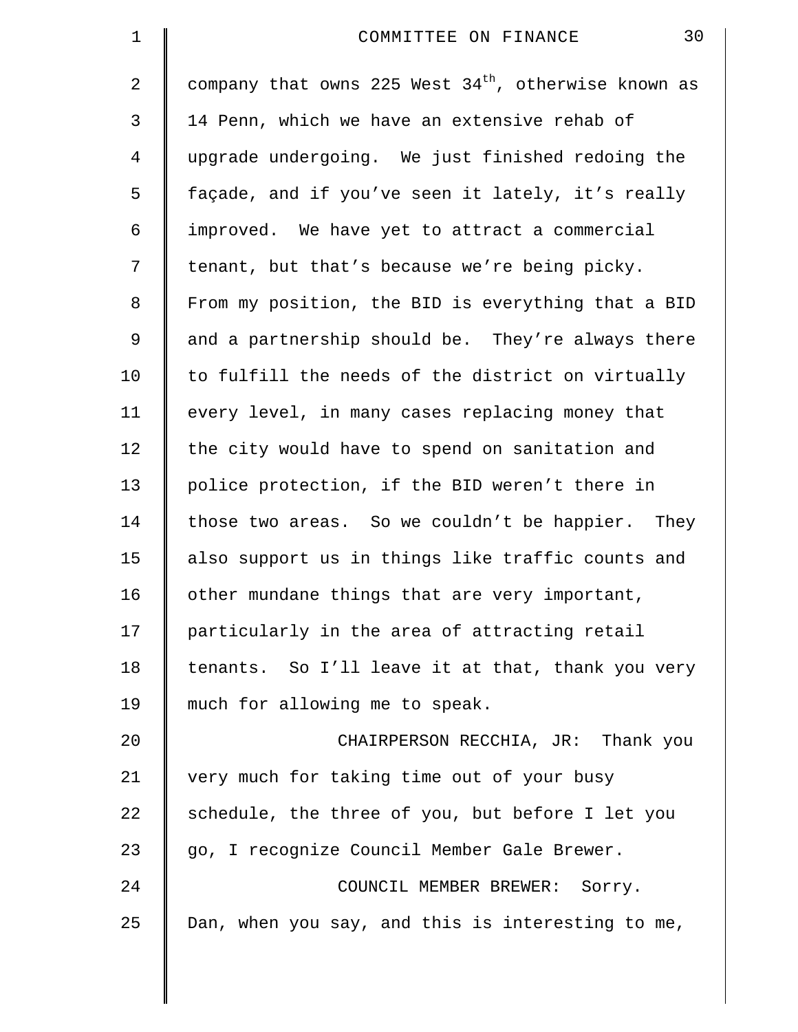company that owns 225 West 34th, otherwise known as 14 Penn, which we have an extensive rehab of upgrade undergoing. We just finished redoing the façade, and if you've seen it lately, it's really improved. We have yet to attract a commercial tenant, but that's because we're being picky. From my position, the BID is everything that a BID and a partnership should be. They're always there to fulfill the needs of the district on virtually every level, in many cases replacing money that the city would have to spend on sanitation and police protection, if the BID weren't there in those two areas. So we couldn't be happier. They also support us in things like traffic counts and other mundane things that are very important, particularly in the area of attracting retail tenants. So I'll leave it at that, thank you very much for allowing me to speak.

CHAIRPERSON RECCHIA, JR: Thank you very much for taking time out of your busy schedule, the three of you, but before I let you go, I recognize Council Member Gale Brewer.

COUNCIL MEMBER BREWER: Sorry. Dan, when you say, and this is interesting to me,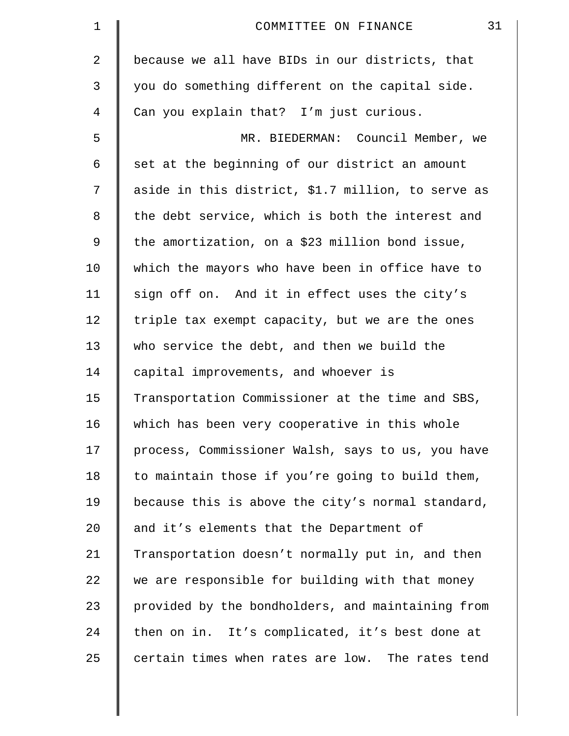because we all have BIDs in our districts, that you do something different on the capital side. Can you explain that? I'm just curious.

MR. BIEDERMAN: Council Member, we set at the beginning of our district an amount aside in this district, $1.7 million, to serve as the debt service, which is both the interest and the amortization, on a $23 million bond issue, which the mayors who have been in office have to sign off on. And it in effect uses the city's triple tax exempt capacity, but we are the ones who service the debt, and then we build the capital improvements, and whoever is Transportation Commissioner at the time and SBS, which has been very cooperative in this whole process, Commissioner Walsh, says to us, you have to maintain those if you're going to build them, because this is above the city's normal standard, and it's elements that the Department of Transportation doesn't normally put in, and then we are responsible for building with that money provided by the bondholders, and maintaining from then on in. It's complicated, it's best done at certain times when rates are low. The rates tend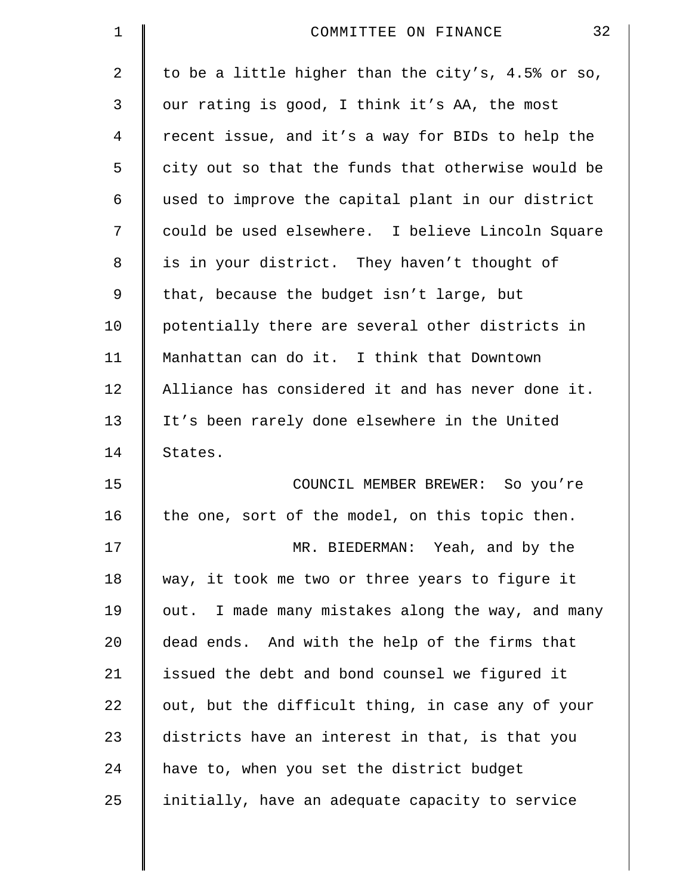to be a little higher than the city's, 4.5% or so, our rating is good, I think it's AA, the most recent issue, and it's a way for BIDs to help the city out so that the funds that otherwise would be used to improve the capital plant in our district could be used elsewhere. I believe Lincoln Square is in your district. They haven't thought of that, because the budget isn't large, but potentially there are several other districts in Manhattan can do it. I think that Downtown Alliance has considered it and has never done it. It's been rarely done elsewhere in the United States.

COUNCIL MEMBER BREWER: So you're the one, sort of the model, on this topic then.

MR. BIEDERMAN: Yeah, and by the way, it took me two or three years to figure it out. I made many mistakes along the way, and many dead ends. And with the help of the firms that issued the debt and bond counsel we figured it out, but the difficult thing, in case any of your districts have an interest in that, is that you have to, when you set the district budget initially, have an adequate capacity to service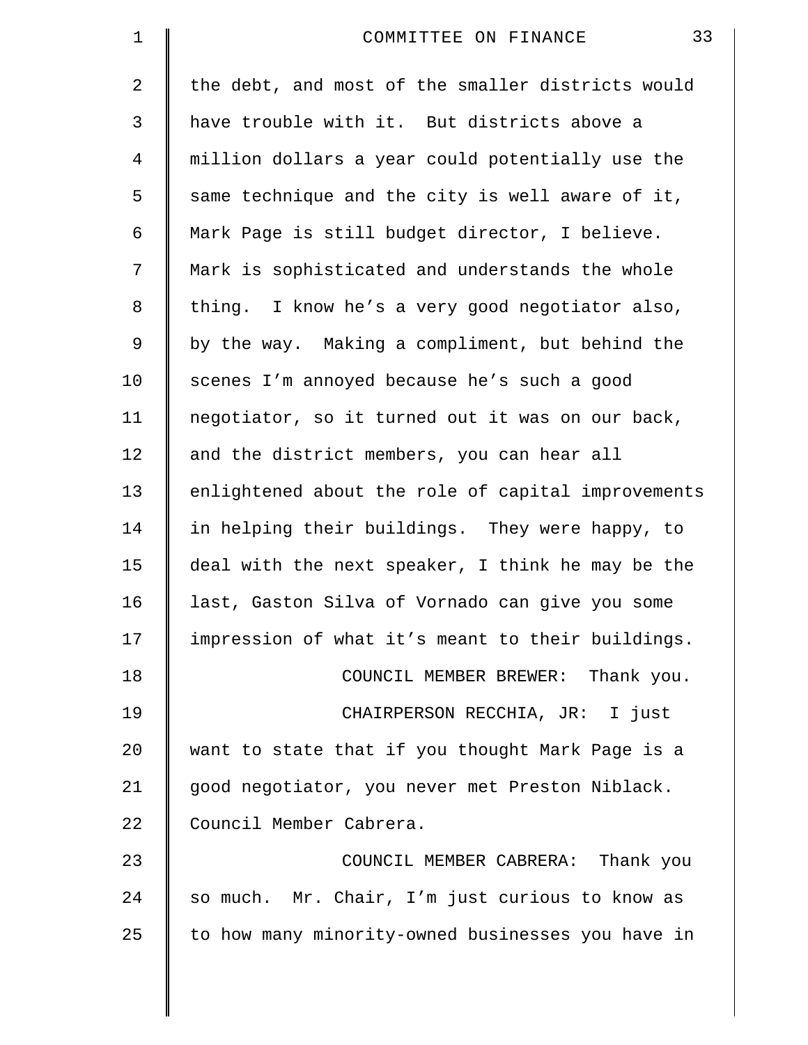the debt, and most of the smaller districts would have trouble with it. But districts above a million dollars a year could potentially use the same technique and the city is well aware of it, Mark Page is still budget director, I believe. Mark is sophisticated and understands the whole thing. I know he's a very good negotiator also, by the way. Making a compliment, but behind the scenes I'm annoyed because he's such a good negotiator, so it turned out it was on our back, and the district members, you can hear all enlightened about the role of capital improvements in helping their buildings. They were happy, to deal with the next speaker, I think he may be the last, Gaston Silva of Vornado can give you some impression of what it's meant to their buildings.

COUNCIL MEMBER BREWER: Thank you.

CHAIRPERSON RECCHIA, JR: I just want to state that if you thought Mark Page is a good negotiator, you never met Preston Niblack. Council Member Cabrera.

COUNCIL MEMBER CABRERA: Thank you so much. Mr. Chair, I'm just curious to know as to how many minority-owned businesses you have in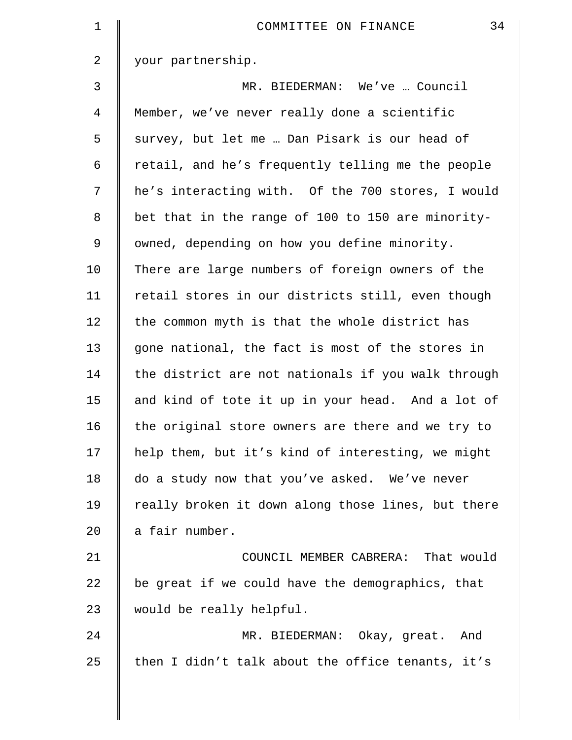your partnership.

MR. BIEDERMAN: We've … Council Member, we've never really done a scientific survey, but let me … Dan Pisark is our head of retail, and he's frequently telling me the people he's interacting with. Of the 700 stores, I would bet that in the range of 100 to 150 are minority-owned, depending on how you define minority. There are large numbers of foreign owners of the retail stores in our districts still, even though the common myth is that the whole district has gone national, the fact is most of the stores in the district are not nationals if you walk through and kind of tote it up in your head. And a lot of the original store owners are there and we try to help them, but it's kind of interesting, we might do a study now that you've asked. We've never really broken it down along those lines, but there a fair number.

COUNCIL MEMBER CABRERA: That would be great if we could have the demographics, that would be really helpful.

MR. BIEDERMAN: Okay, great. And then I didn't talk about the office tenants, it's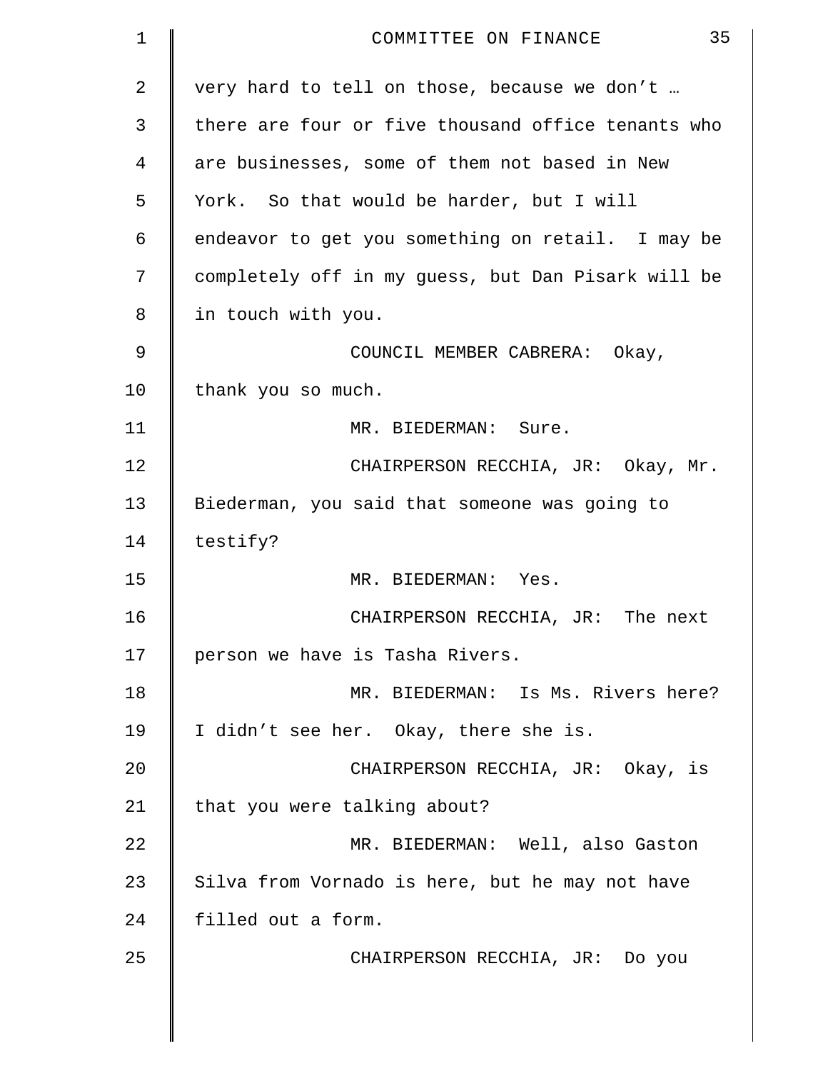very hard to tell on those, because we don't … there are four or five thousand office tenants who are businesses, some of them not based in New York. So that would be harder, but I will endeavor to get you something on retail. I may be completely off in my guess, but Dan Pisark will be in touch with you.

COUNCIL MEMBER CABRERA: Okay, thank you so much.

MR. BIEDERMAN: Sure.

CHAIRPERSON RECCHIA, JR: Okay, Mr. Biederman, you said that someone was going to testify?

MR. BIEDERMAN: Yes.

CHAIRPERSON RECCHIA, JR: The next person we have is Tasha Rivers.

MR. BIEDERMAN: Is Ms. Rivers here? I didn't see her. Okay, there she is.

CHAIRPERSON RECCHIA, JR: Okay, is that you were talking about?

MR. BIEDERMAN: Well, also Gaston Silva from Vornado is here, but he may not have filled out a form.

CHAIRPERSON RECCHIA, JR: Do you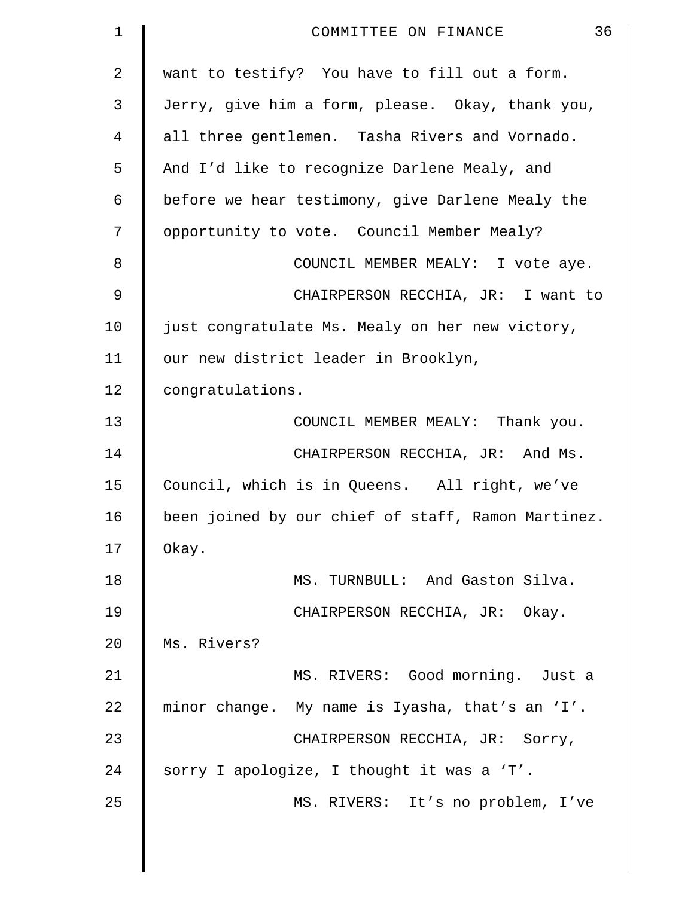want to testify? You have to fill out a form. Jerry, give him a form, please. Okay, thank you, all three gentlemen. Tasha Rivers and Vornado. And I'd like to recognize Darlene Mealy, and before we hear testimony, give Darlene Mealy the opportunity to vote. Council Member Mealy?

COUNCIL MEMBER MEALY: I vote aye.

CHAIRPERSON RECCHIA, JR: I want to just congratulate Ms. Mealy on her new victory, our new district leader in Brooklyn, congratulations.

COUNCIL MEMBER MEALY: Thank you.

CHAIRPERSON RECCHIA, JR: And Ms. Council, which is in Queens. All right, we've been joined by our chief of staff, Ramon Martinez. Okay.

MS. TURNBULL: And Gaston Silva.

CHAIRPERSON RECCHIA, JR: Okay. Ms. Rivers?

MS. RIVERS: Good morning. Just a minor change. My name is Iyasha, that's an 'I'.

CHAIRPERSON RECCHIA, JR: Sorry, sorry I apologize, I thought it was a 'T'.

MS. RIVERS: It's no problem, I've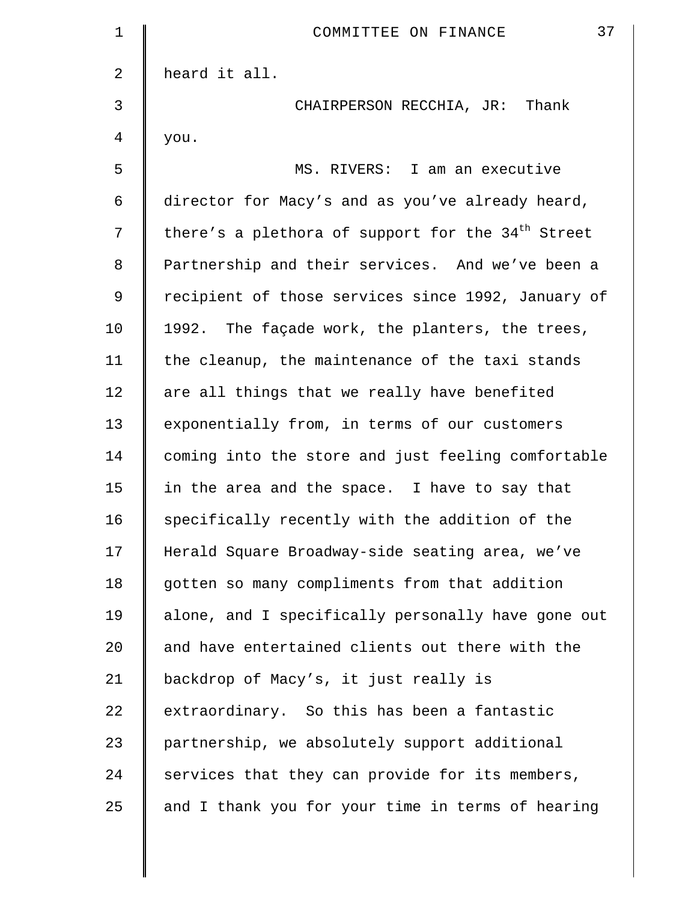heard it all.

CHAIRPERSON RECCHIA, JR: Thank you.

MS. RIVERS: I am an executive director for Macy's and as you've already heard, there's a plethora of support for the 34th Street Partnership and their services. And we've been a recipient of those services since 1992, January of 1992. The façade work, the planters, the trees, the cleanup, the maintenance of the taxi stands are all things that we really have benefited exponentially from, in terms of our customers coming into the store and just feeling comfortable in the area and the space. I have to say that specifically recently with the addition of the Herald Square Broadway-side seating area, we've gotten so many compliments from that addition alone, and I specifically personally have gone out and have entertained clients out there with the backdrop of Macy's, it just really is extraordinary. So this has been a fantastic partnership, we absolutely support additional services that they can provide for its members, and I thank you for your time in terms of hearing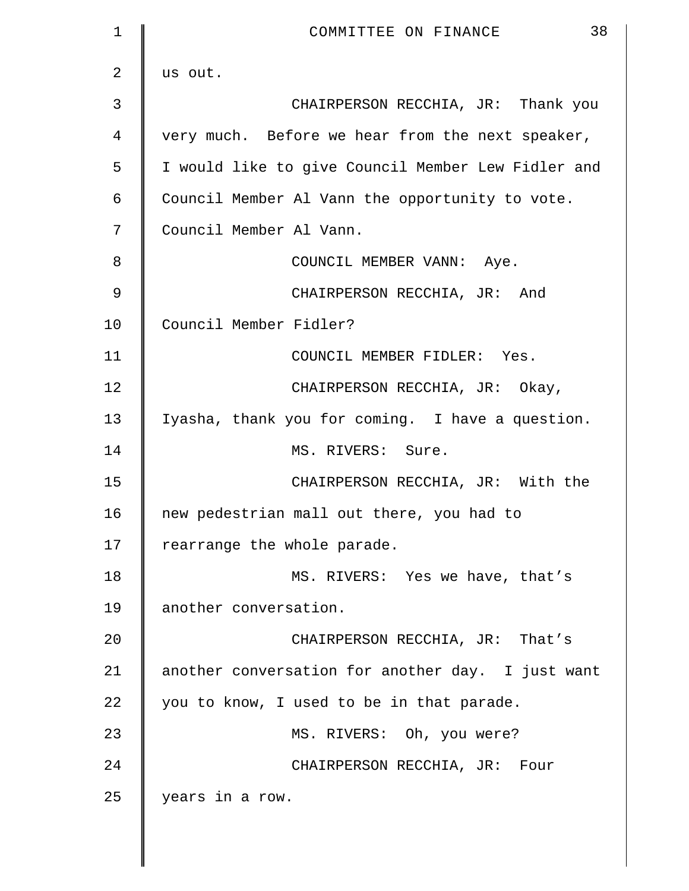us out.

CHAIRPERSON RECCHIA, JR: Thank you very much. Before we hear from the next speaker, I would like to give Council Member Lew Fidler and Council Member Al Vann the opportunity to vote. Council Member Al Vann.

COUNCIL MEMBER VANN: Aye.

CHAIRPERSON RECCHIA, JR: And Council Member Fidler?

COUNCIL MEMBER FIDLER: Yes.

CHAIRPERSON RECCHIA, JR: Okay, Iyasha, thank you for coming. I have a question.

MS. RIVERS: Sure.

CHAIRPERSON RECCHIA, JR: With the new pedestrian mall out there, you had to rearrange the whole parade.

MS. RIVERS: Yes we have, that's another conversation.

CHAIRPERSON RECCHIA, JR: That's another conversation for another day. I just want you to know, I used to be in that parade.

MS. RIVERS: Oh, you were?

CHAIRPERSON RECCHIA, JR: Four years in a row.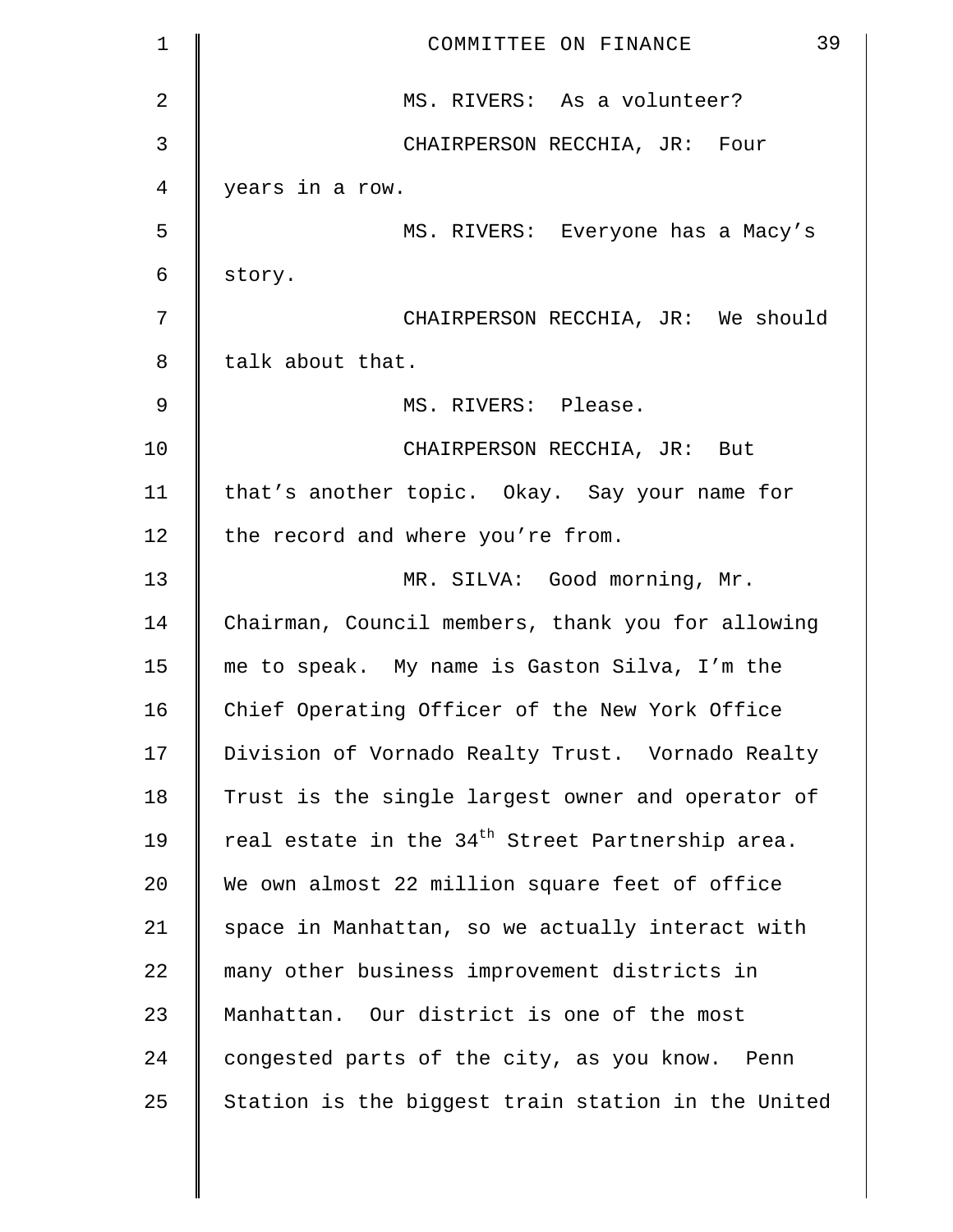MS. RIVERS: As a volunteer?

CHAIRPERSON RECCHIA, JR: Four years in a row.

MS. RIVERS: Everyone has a Macy's story.

CHAIRPERSON RECCHIA, JR: We should talk about that.

MS. RIVERS: Please.

CHAIRPERSON RECCHIA, JR: But that's another topic. Okay. Say your name for the record and where you're from.

MR. SILVA: Good morning, Mr. Chairman, Council members, thank you for allowing me to speak. My name is Gaston Silva, I'm the Chief Operating Officer of the New York Office Division of Vornado Realty Trust. Vornado Realty Trust is the single largest owner and operator of real estate in the 34th Street Partnership area. We own almost 22 million square feet of office space in Manhattan, so we actually interact with many other business improvement districts in Manhattan. Our district is one of the most congested parts of the city, as you know. Penn Station is the biggest train station in the United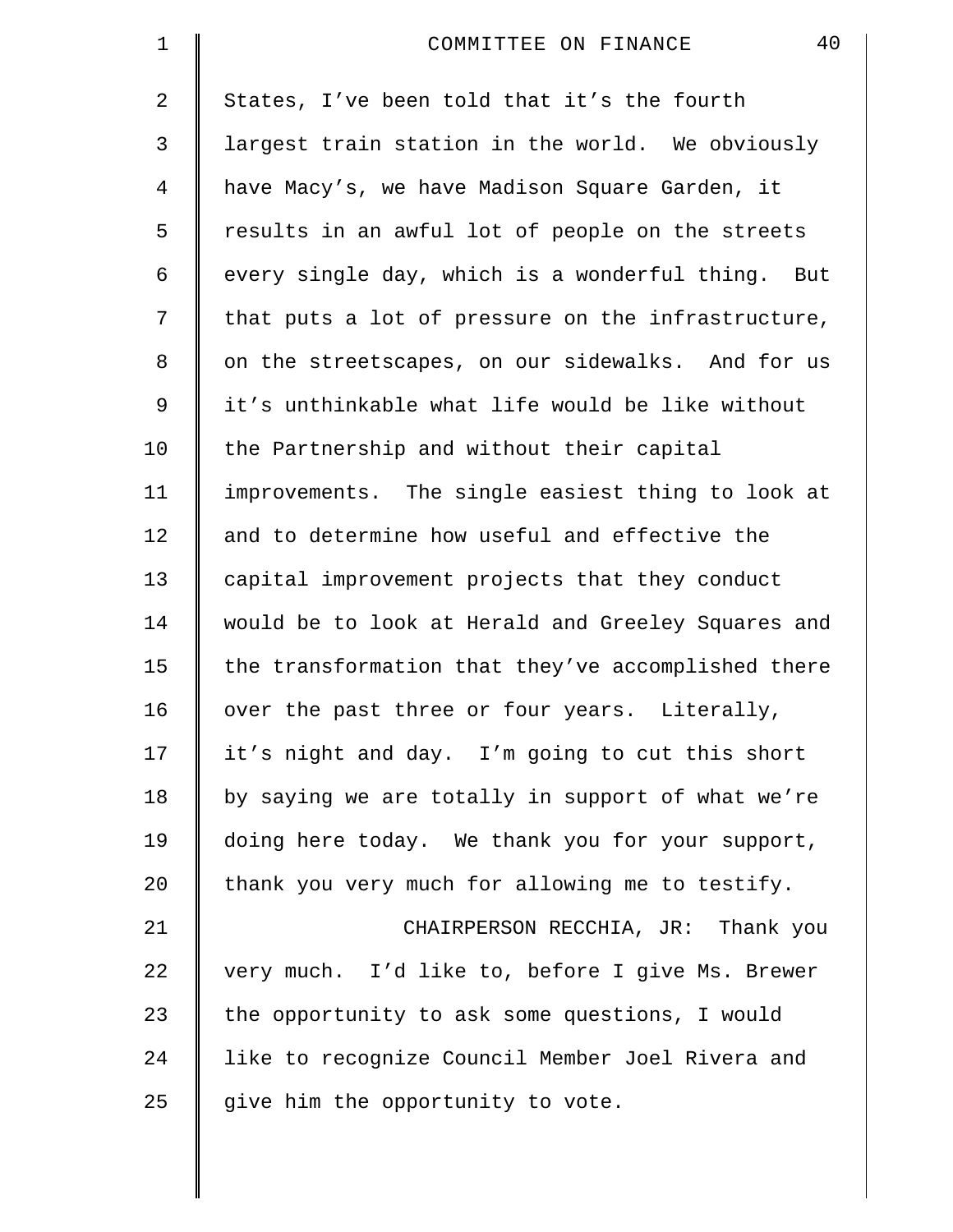States, I've been told that it's the fourth largest train station in the world. We obviously have Macy's, we have Madison Square Garden, it results in an awful lot of people on the streets every single day, which is a wonderful thing. But that puts a lot of pressure on the infrastructure, on the streetscapes, on our sidewalks. And for us it's unthinkable what life would be like without the Partnership and without their capital improvements. The single easiest thing to look at and to determine how useful and effective the capital improvement projects that they conduct would be to look at Herald and Greeley Squares and the transformation that they've accomplished there over the past three or four years. Literally, it's night and day. I'm going to cut this short by saying we are totally in support of what we're doing here today. We thank you for your support, thank you very much for allowing me to testify.

CHAIRPERSON RECCHIA, JR: Thank you very much. I'd like to, before I give Ms. Brewer the opportunity to ask some questions, I would like to recognize Council Member Joel Rivera and give him the opportunity to vote.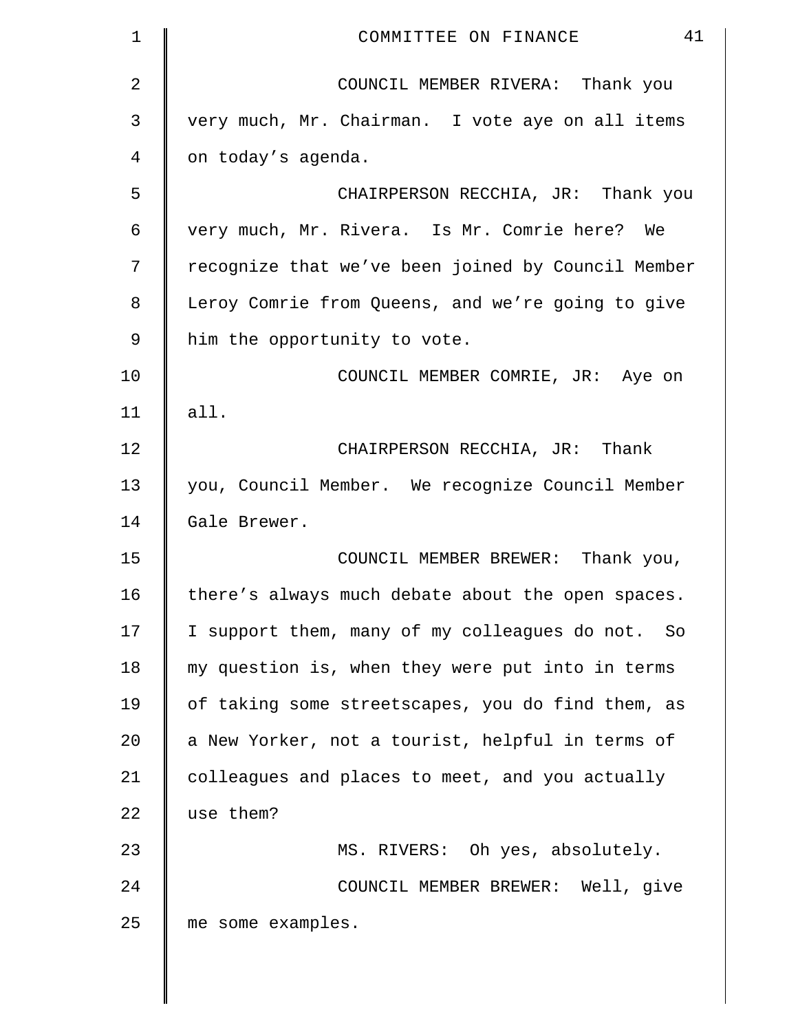COUNCIL MEMBER RIVERA: Thank you very much, Mr. Chairman. I vote aye on all items on today's agenda.

CHAIRPERSON RECCHIA, JR: Thank you very much, Mr. Rivera. Is Mr. Comrie here? We recognize that we've been joined by Council Member Leroy Comrie from Queens, and we're going to give him the opportunity to vote.

COUNCIL MEMBER COMRIE, JR: Aye on all.

CHAIRPERSON RECCHIA, JR: Thank you, Council Member. We recognize Council Member Gale Brewer.

COUNCIL MEMBER BREWER: Thank you, there's always much debate about the open spaces. I support them, many of my colleagues do not. So my question is, when they were put into in terms of taking some streetscapes, you do find them, as a New Yorker, not a tourist, helpful in terms of colleagues and places to meet, and you actually use them?

MS. RIVERS: Oh yes, absolutely.

COUNCIL MEMBER BREWER: Well, give me some examples.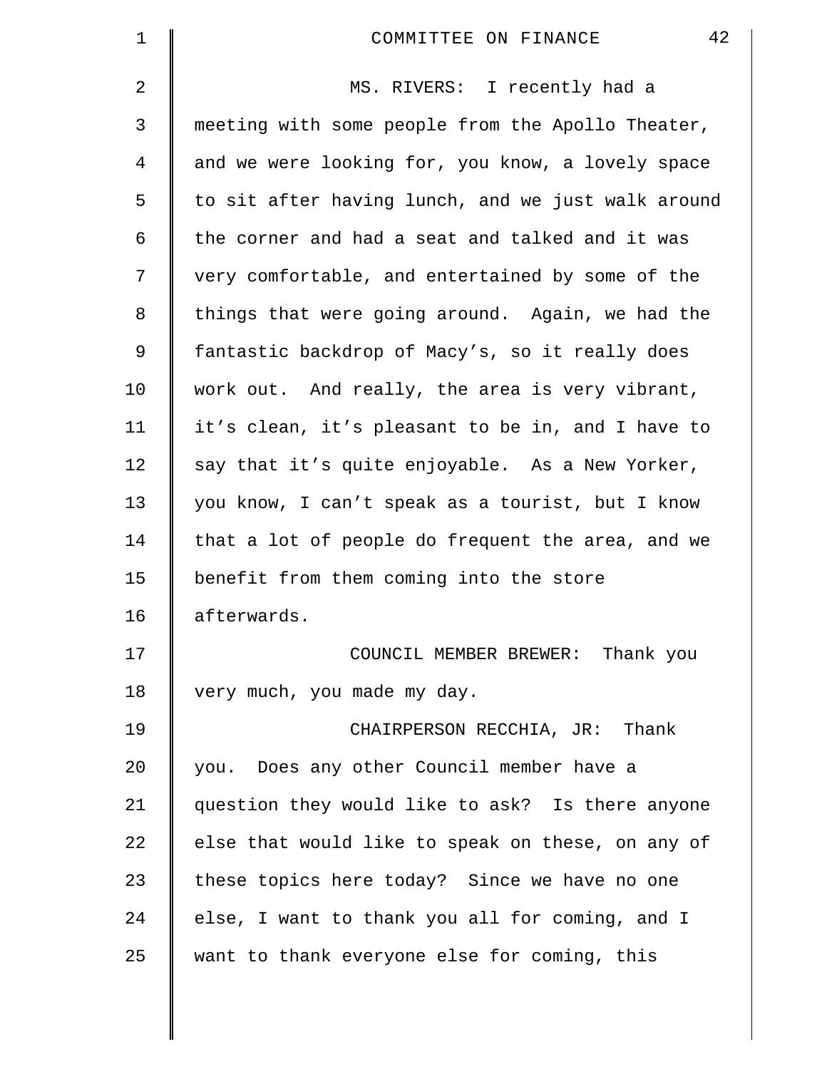MS. RIVERS: I recently had a meeting with some people from the Apollo Theater, and we were looking for, you know, a lovely space to sit after having lunch, and we just walk around the corner and had a seat and talked and it was very comfortable, and entertained by some of the things that were going around. Again, we had the fantastic backdrop of Macy's, so it really does work out. And really, the area is very vibrant, it's clean, it's pleasant to be in, and I have to say that it's quite enjoyable. As a New Yorker, you know, I can't speak as a tourist, but I know that a lot of people do frequent the area, and we benefit from them coming into the store afterwards.

COUNCIL MEMBER BREWER: Thank you very much, you made my day.

CHAIRPERSON RECCHIA, JR: Thank you. Does any other Council member have a question they would like to ask? Is there anyone else that would like to speak on these, on any of these topics here today? Since we have no one else, I want to thank you all for coming, and I want to thank everyone else for coming, this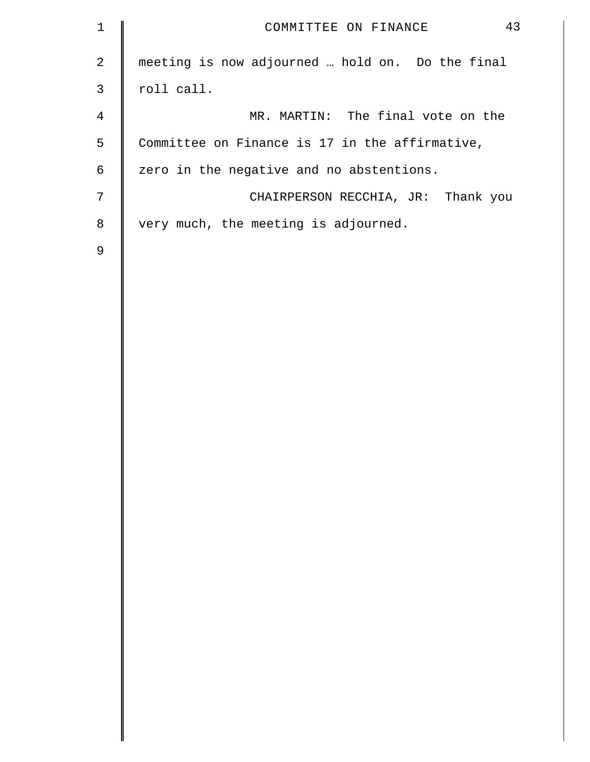meeting is now adjourned … hold on. Do the final roll call.

MR. MARTIN: The final vote on the Committee on Finance is 17 in the affirmative, zero in the negative and no abstentions.

CHAIRPERSON RECCHIA, JR: Thank you very much, the meeting is adjourned.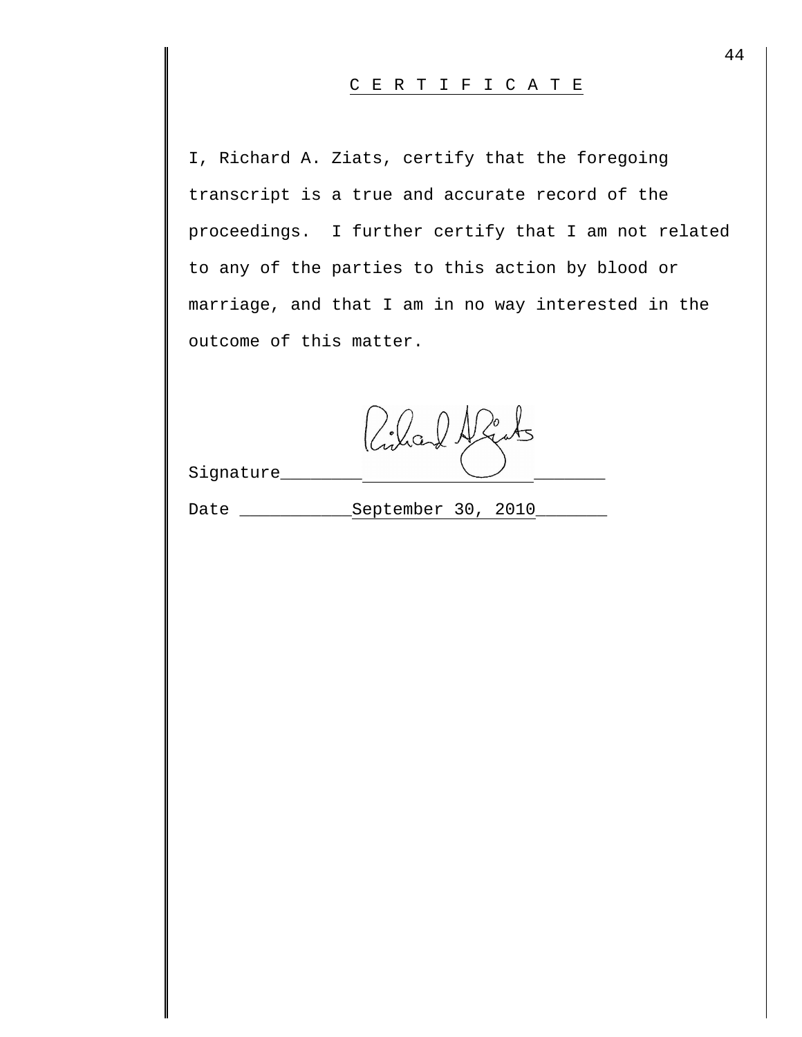# C E R T I F I C A T E

I, Richard A. Ziats, certify that the foregoing transcript is a true and accurate record of the proceedings. I further certify that I am not related to any of the parties to this action by blood or marriage, and that I am in no way interested in the outcome of this matter.

Signature_________________________________

Date ___________September 30, 2010_______